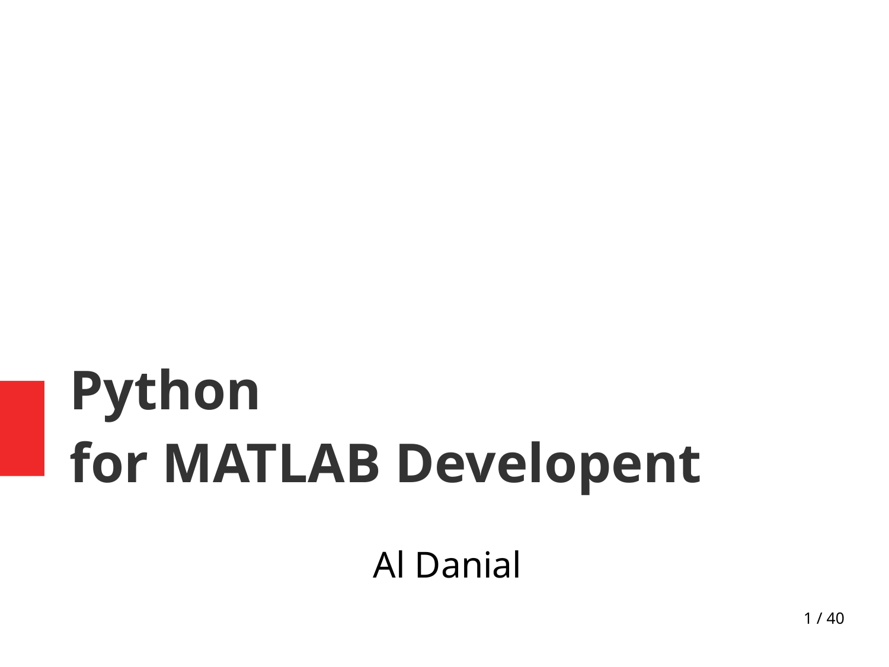# Python
# for MATLAB Developent

Al Danial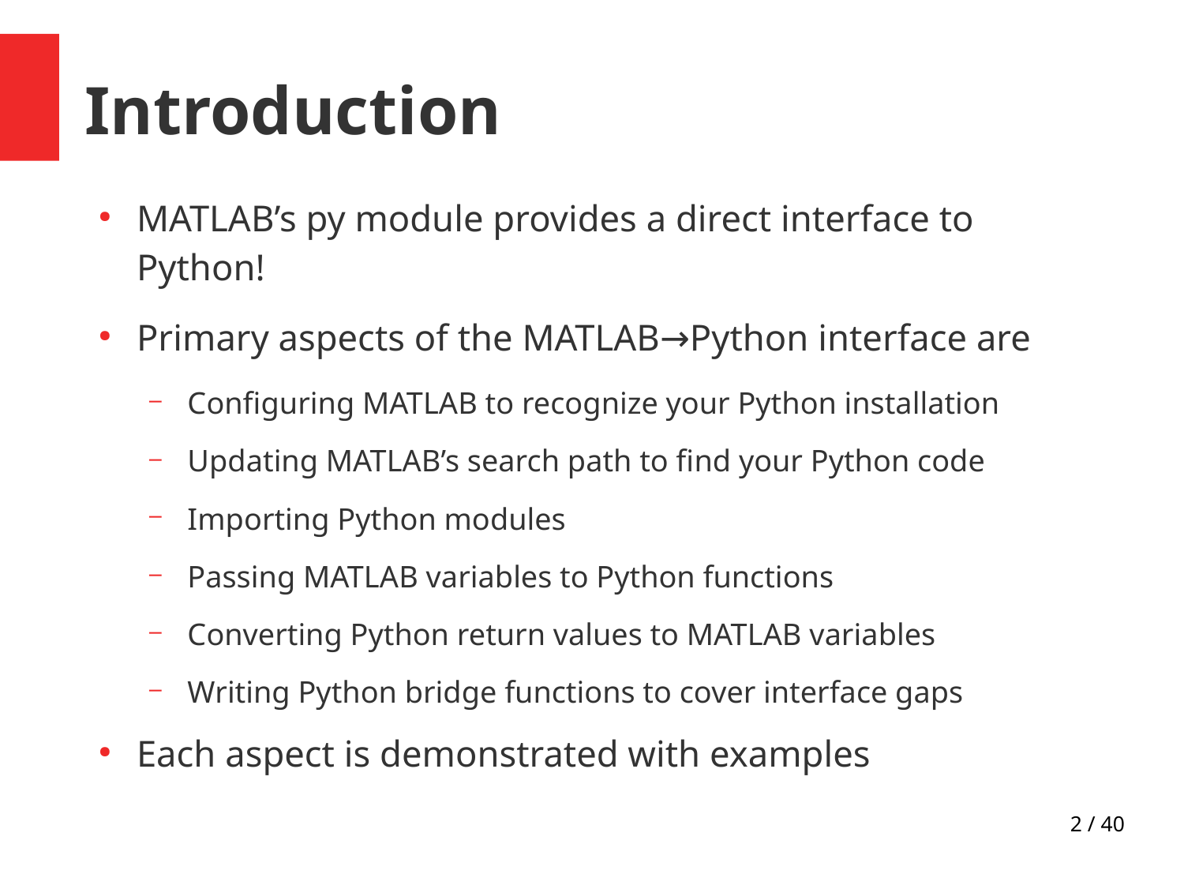# Introduction

- MATLAB's py module provides a direct interface to Python!
- Primary aspects of the MATLAB→Python interface are
  - Configuring MATLAB to recognize your Python installation
  - Updating MATLAB's search path to find your Python code
  - Importing Python modules
  - Passing MATLAB variables to Python functions
  - Converting Python return values to MATLAB variables
  - Writing Python bridge functions to cover interface gaps
- Each aspect is demonstrated with examples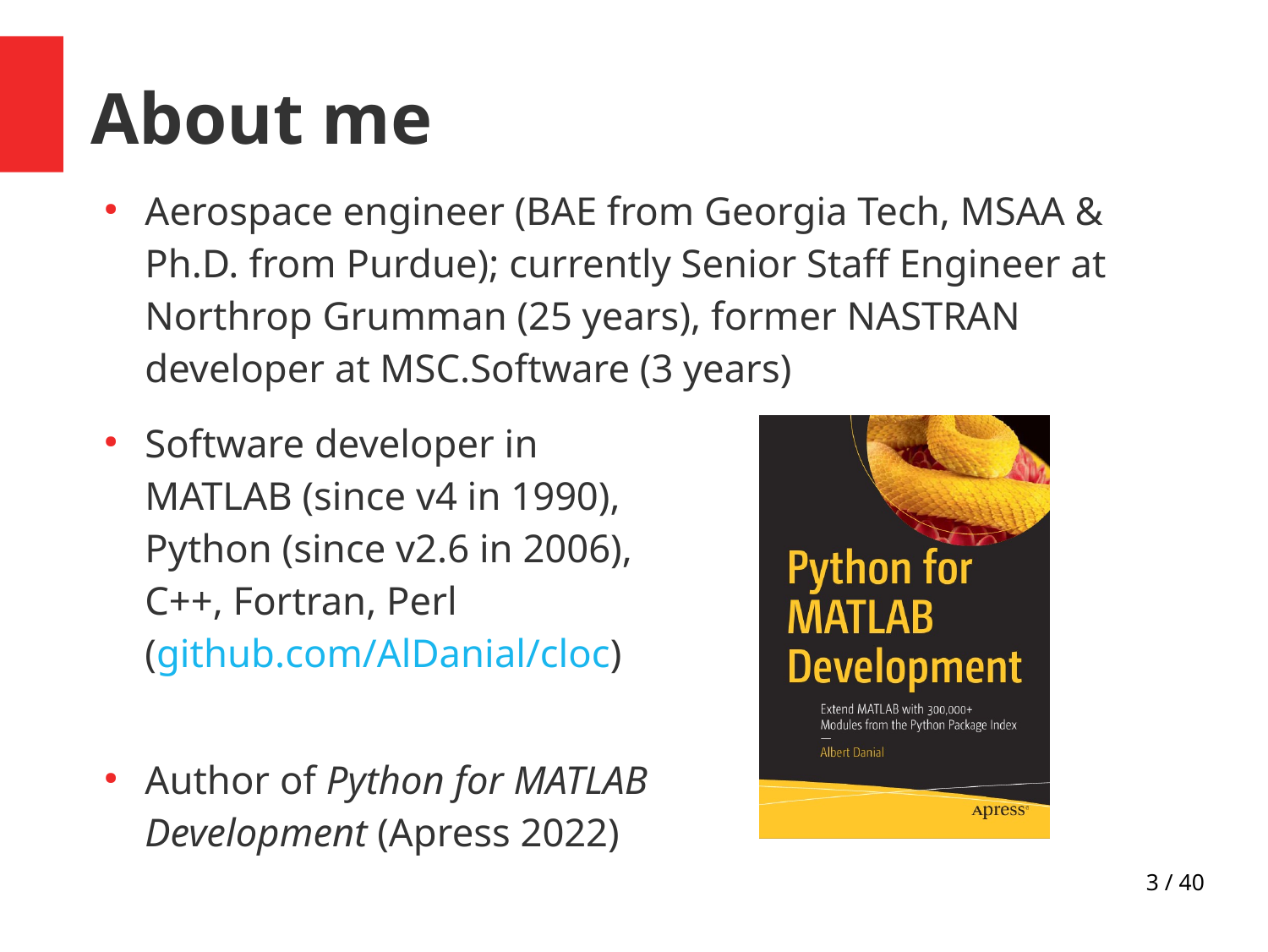# About me

- Aerospace engineer (BAE from Georgia Tech, MSAA & Ph.D. from Purdue); currently Senior Staff Engineer at Northrop Grumman (25 years), former NASTRAN developer at MSC.Software (3 years)
- Software developer in MATLAB (since v4 in 1990), Python (since v2.6 in 2006), C++, Fortran, Perl (github.com/AlDanial/cloc)
- Author of *Python for MATLAB Development* (Apress 2022)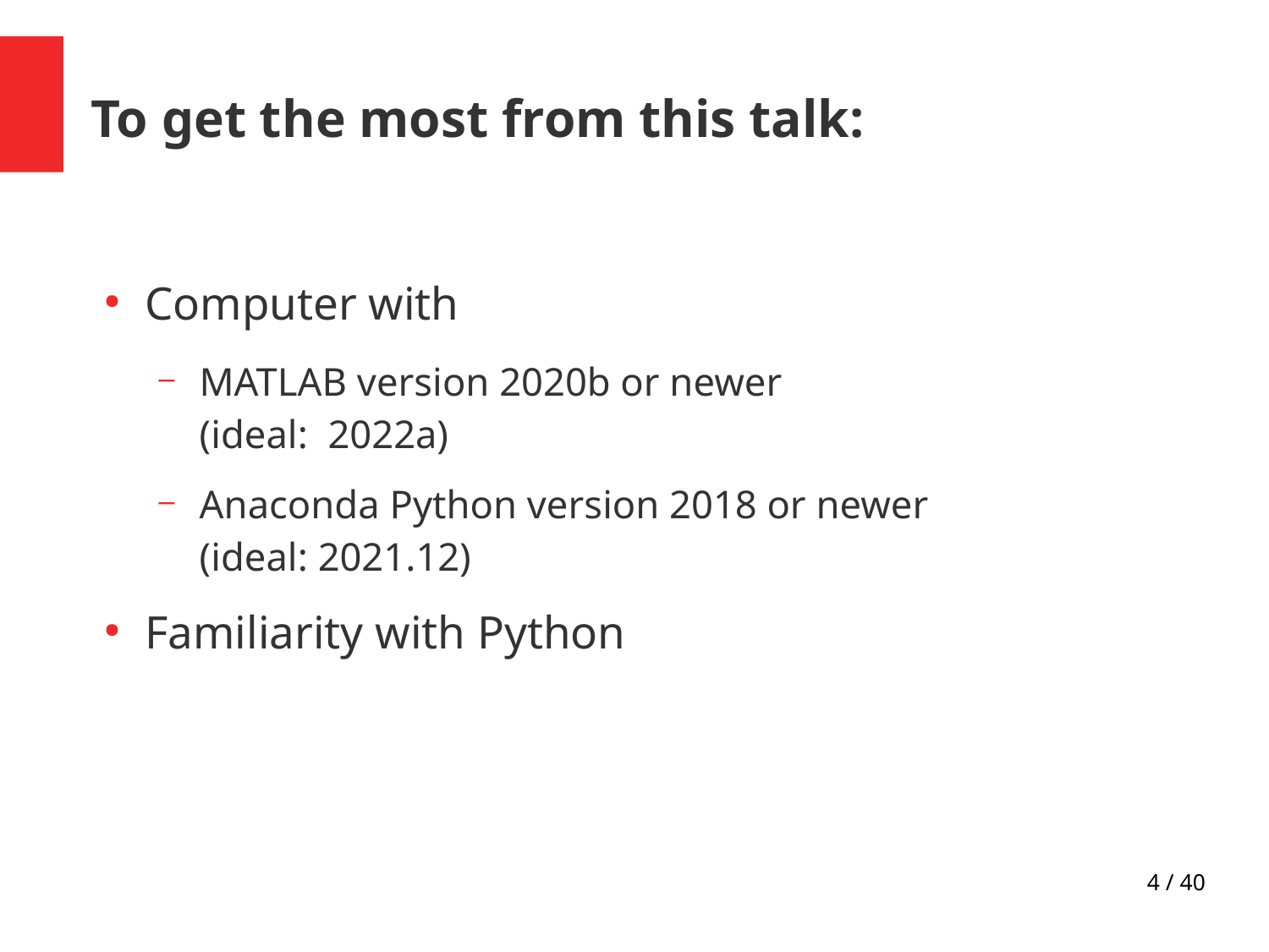# To get the most from this talk:

- Computer with
  - MATLAB version 2020b or newer
    (ideal:  2022a)
  - Anaconda Python version 2018 or newer
    (ideal: 2021.12)
- Familiarity with Python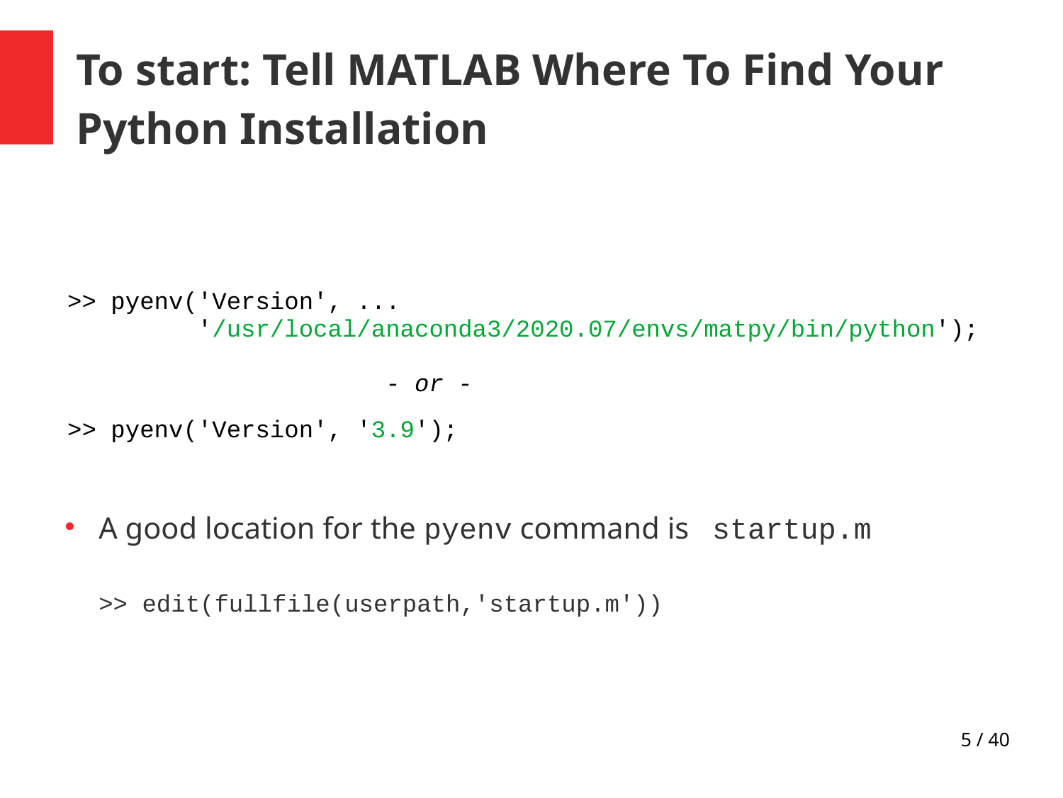# To start: Tell MATLAB Where To Find Your Python Installation

```
>> pyenv('Version', ...
         '/usr/local/anaconda3/2020.07/envs/matpy/bin/python');

                       - or -

>> pyenv('Version', '3.9');
```

- A good location for the pyenv command is `startup.m`

```
>> edit(fullfile(userpath,'startup.m'))
```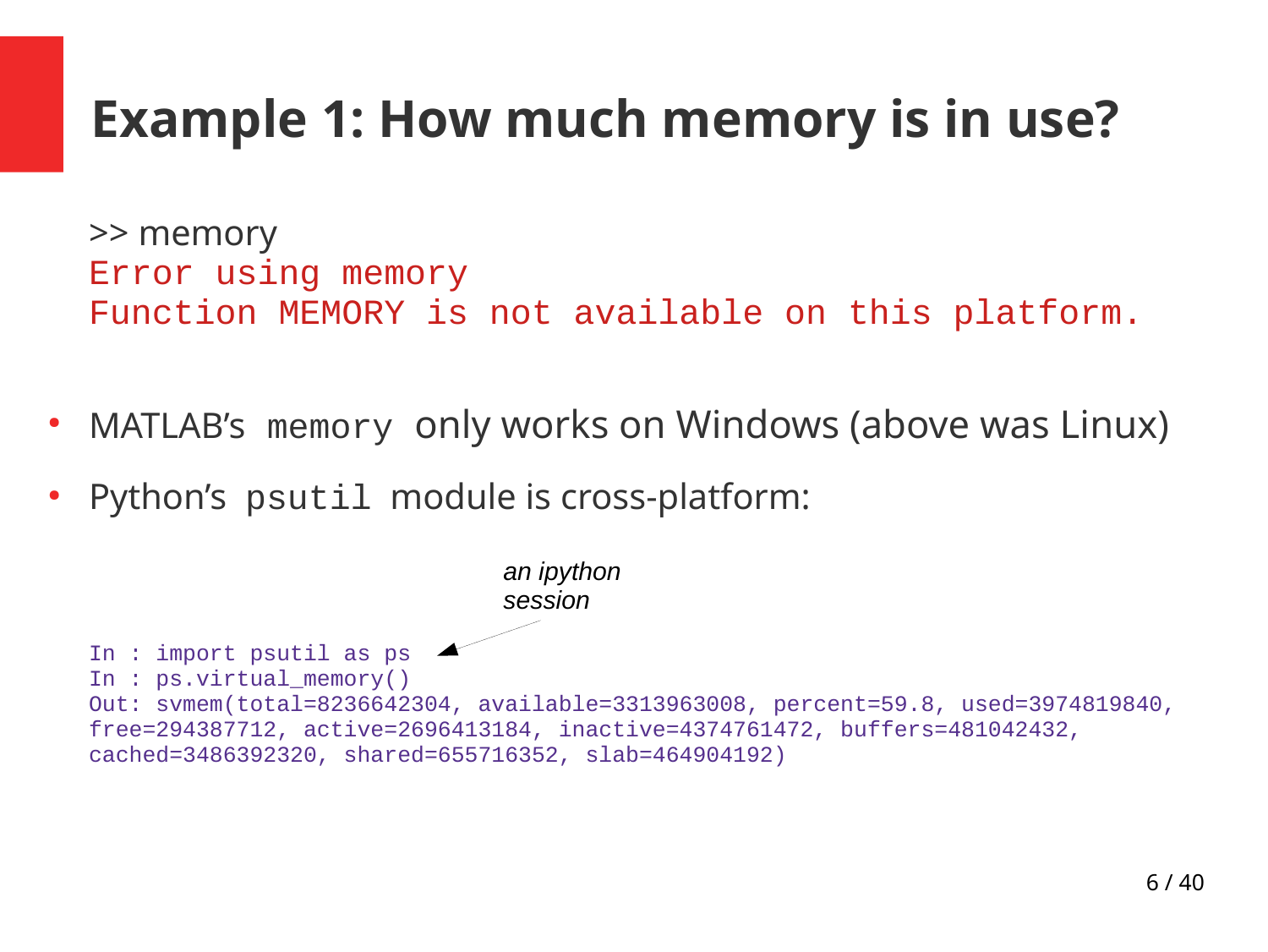# Example 1: How much memory is in use?

```
>> memory
Error using memory
Function MEMORY is not available on this platform.
```

- MATLAB's `memory` only works on Windows (above was Linux)
- Python's `psutil` module is cross-platform:

*an ipython session*

```
In : import psutil as ps
In : ps.virtual_memory()
Out: svmem(total=8236642304, available=3313963008, percent=59.8, used=3974819840,
free=294387712, active=2696413184, inactive=4374761472, buffers=481042432,
cached=3486392320, shared=655716352, slab=464904192)
```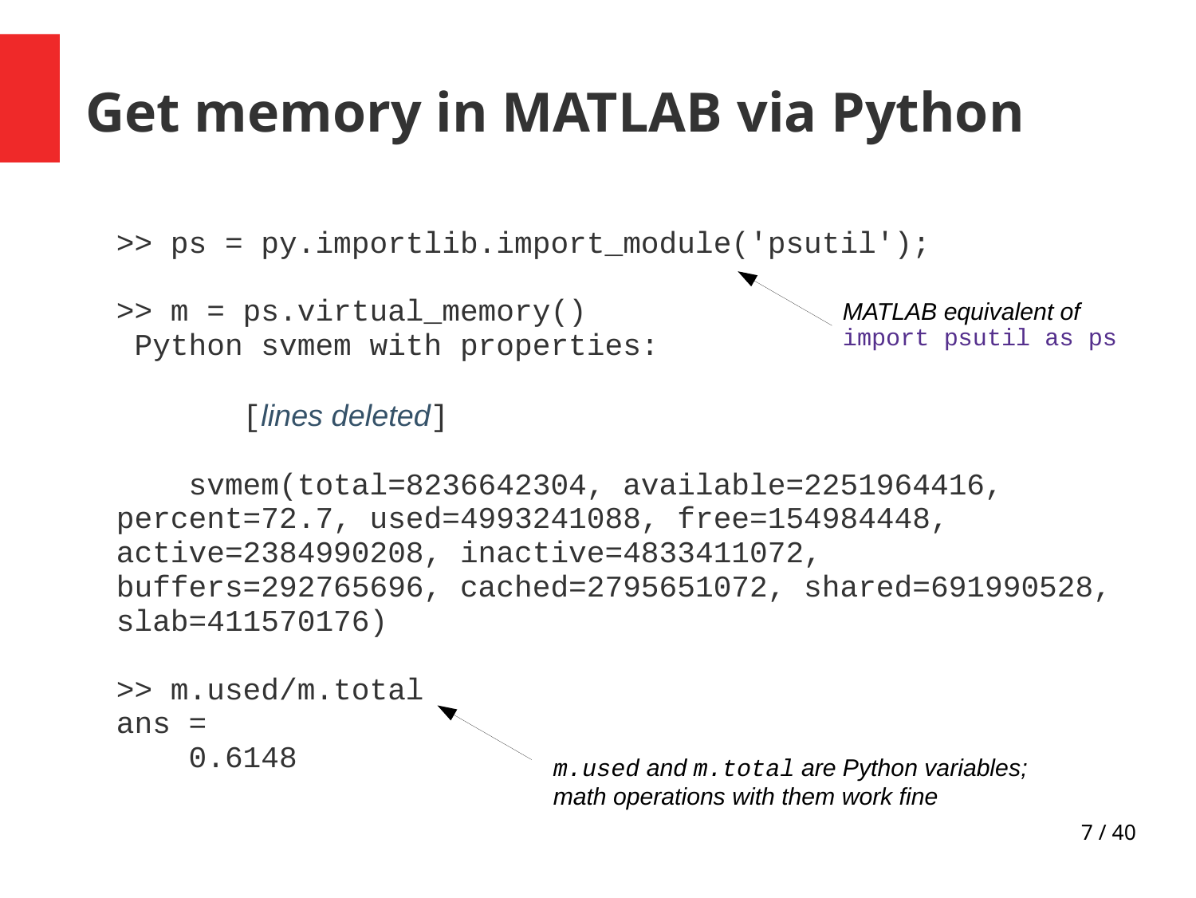# Get memory in MATLAB via Python

```
>> ps = py.importlib.import_module('psutil');

>> m = ps.virtual_memory()
 Python svmem with properties:
```

[*lines deleted*]

```
    svmem(total=8236642304, available=2251964416,
percent=72.7, used=4993241088, free=154984448,
active=2384990208, inactive=4833411072,
buffers=292765696, cached=2795651072, shared=691990528,
slab=411570176)

>> m.used/m.total
ans =
    0.6148
```

*MATLAB equivalent of* `import psutil as ps`

`m.used` *and* `m.total` *are Python variables; math operations with them work fine*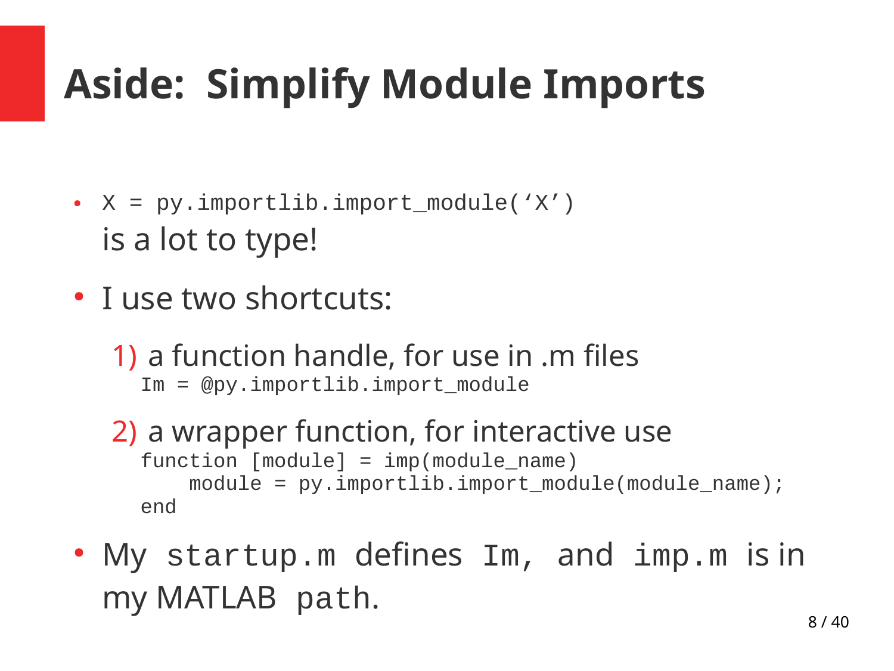# Aside: Simplify Module Imports

- `X = py.importlib.import_module('X')`
  is a lot to type!
- I use two shortcuts:

  1) a function handle, for use in .m files
  ```
  Im = @py.importlib.import_module
  ```

  2) a wrapper function, for interactive use
  ```
  function [module] = imp(module_name)
      module = py.importlib.import_module(module_name);
  end
  ```

- My `startup.m` defines `Im,` and `imp.m` is in my MATLAB `path`.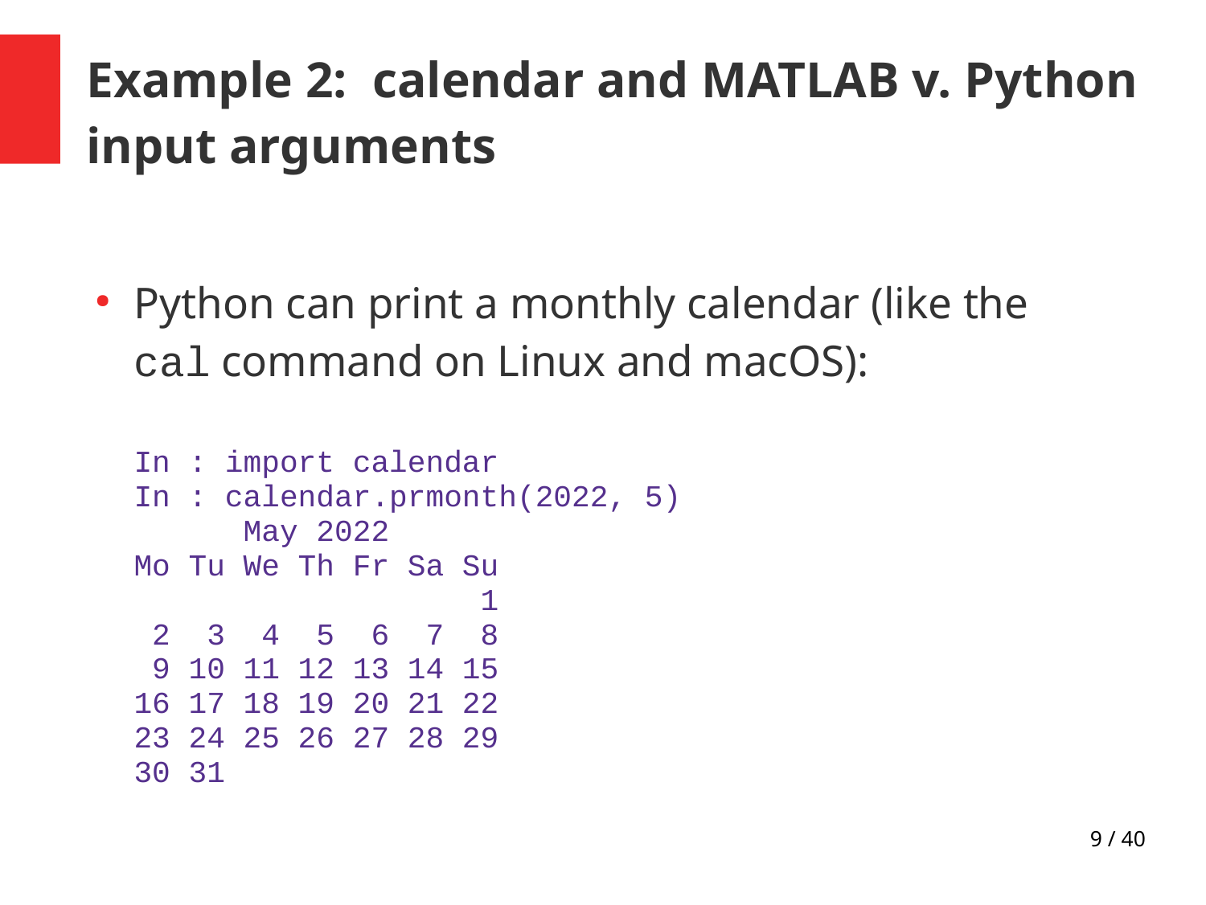# Example 2: calendar and MATLAB v. Python input arguments

- Python can print a monthly calendar (like the `cal` command on Linux and macOS):

```
In : import calendar
In : calendar.prmonth(2022, 5)
      May 2022
Mo Tu We Th Fr Sa Su
                   1
 2  3  4  5  6  7  8
 9 10 11 12 13 14 15
16 17 18 19 20 21 22
23 24 25 26 27 28 29
30 31
```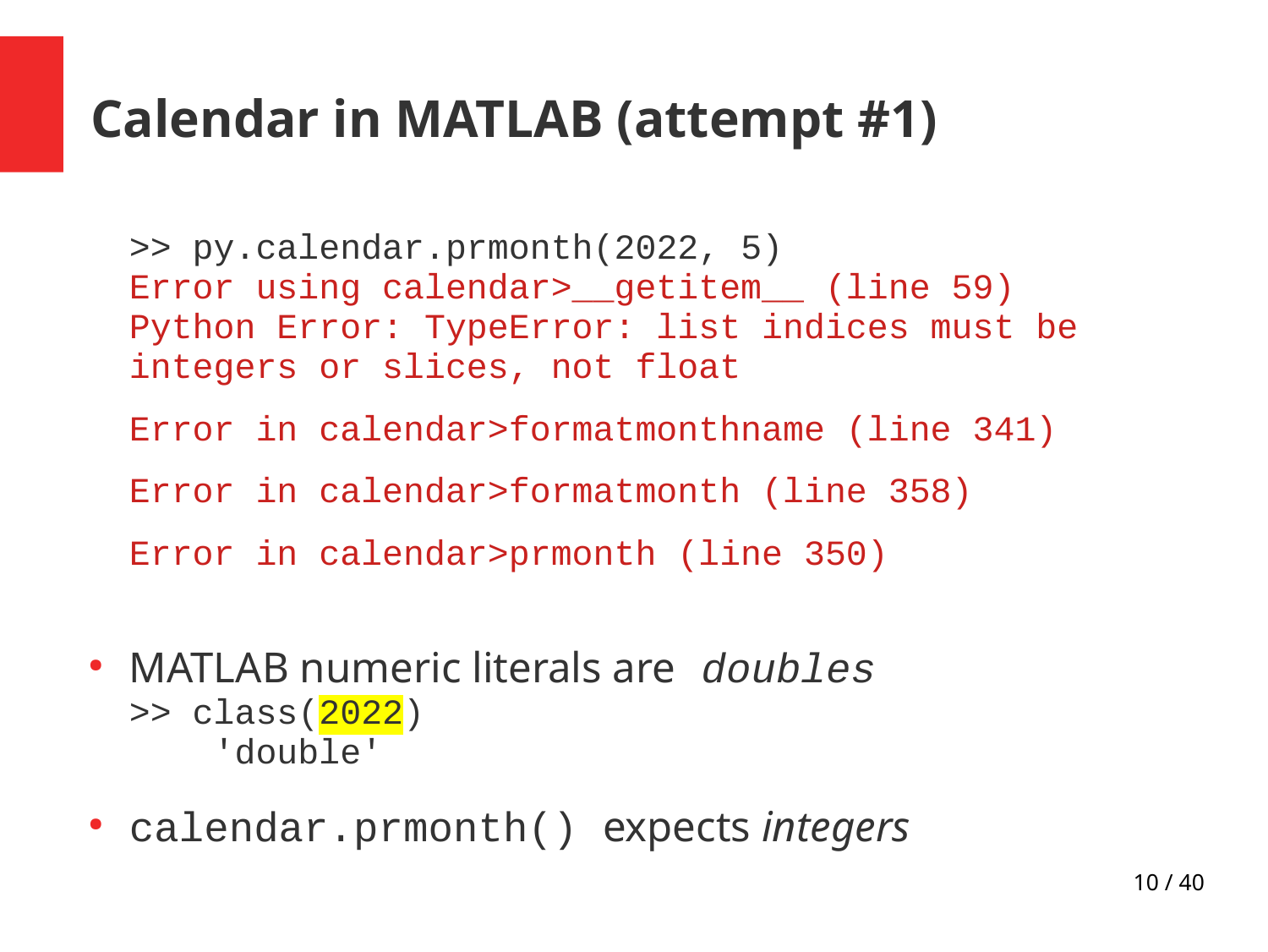# Calendar in MATLAB (attempt #1)

```
>> py.calendar.prmonth(2022, 5)
Error using calendar>__getitem__ (line 59)
Python Error: TypeError: list indices must be
integers or slices, not float

Error in calendar>formatmonthname (line 341)

Error in calendar>formatmonth (line 358)

Error in calendar>prmonth (line 350)
```

- MATLAB numeric literals are *doubles*
  ```
  >> class(2022)
      'double'
  ```
- `calendar.prmonth()` expects *integers*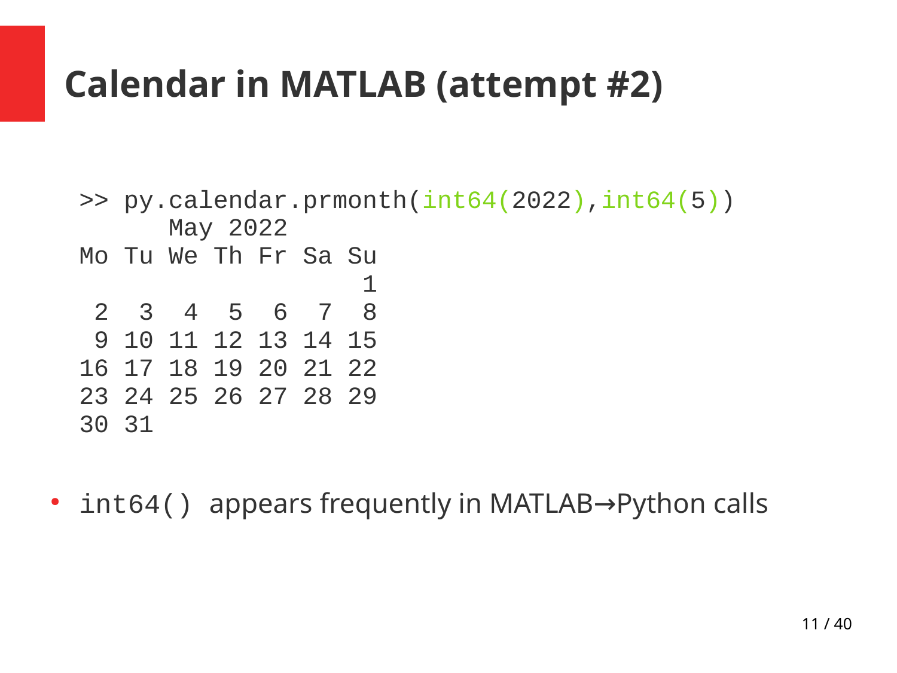# Calendar in MATLAB (attempt #2)

```
>> py.calendar.prmonth(int64(2022),int64(5))
      May 2022
Mo Tu We Th Fr Sa Su
                   1
 2  3  4  5  6  7  8
 9 10 11 12 13 14 15
16 17 18 19 20 21 22
23 24 25 26 27 28 29
30 31
```

- `int64()` appears frequently in MATLAB→Python calls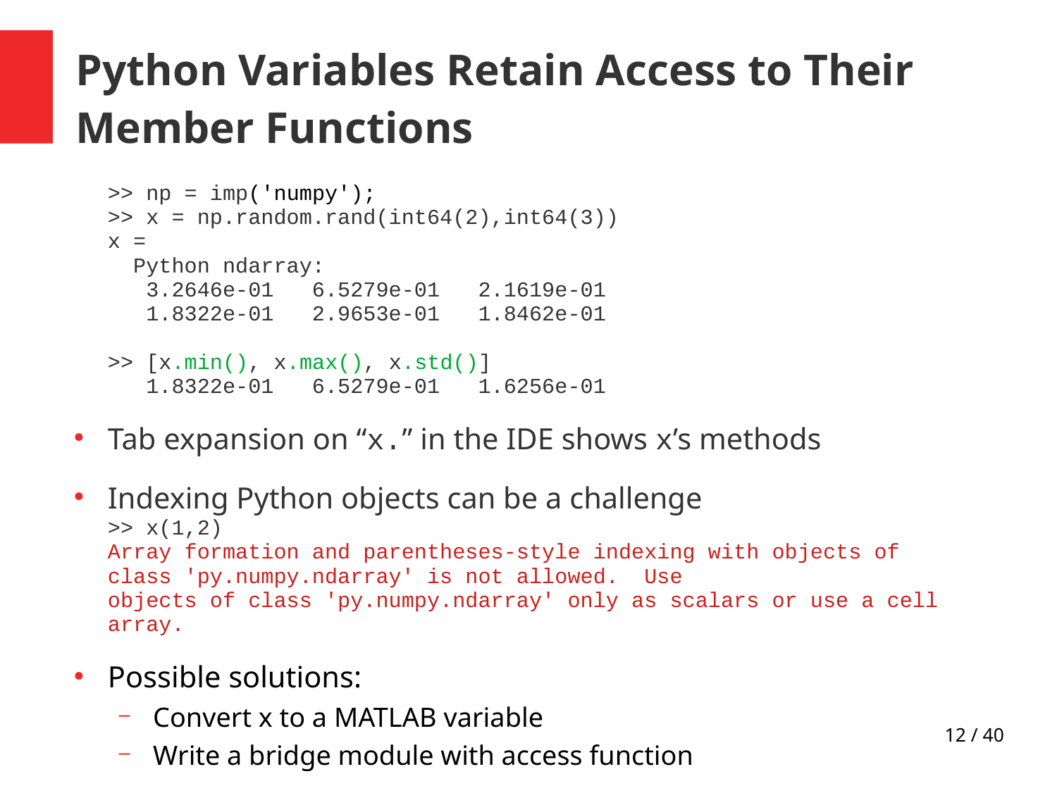# Python Variables Retain Access to Their Member Functions

```
>> np = imp('numpy');
>> x = np.random.rand(int64(2),int64(3))
x =
  Python ndarray:
   3.2646e-01   6.5279e-01   2.1619e-01
   1.8322e-01   2.9653e-01   1.8462e-01

>> [x.min(), x.max(), x.std()]
   1.8322e-01   6.5279e-01   1.6256e-01
```

- Tab expansion on "`x.`" in the IDE shows x's methods
- Indexing Python objects can be a challenge

```
>> x(1,2)
Array formation and parentheses-style indexing with objects of
class 'py.numpy.ndarray' is not allowed.  Use
objects of class 'py.numpy.ndarray' only as scalars or use a cell
array.
```

- Possible solutions:
  - Convert x to a MATLAB variable
  - Write a bridge module with access function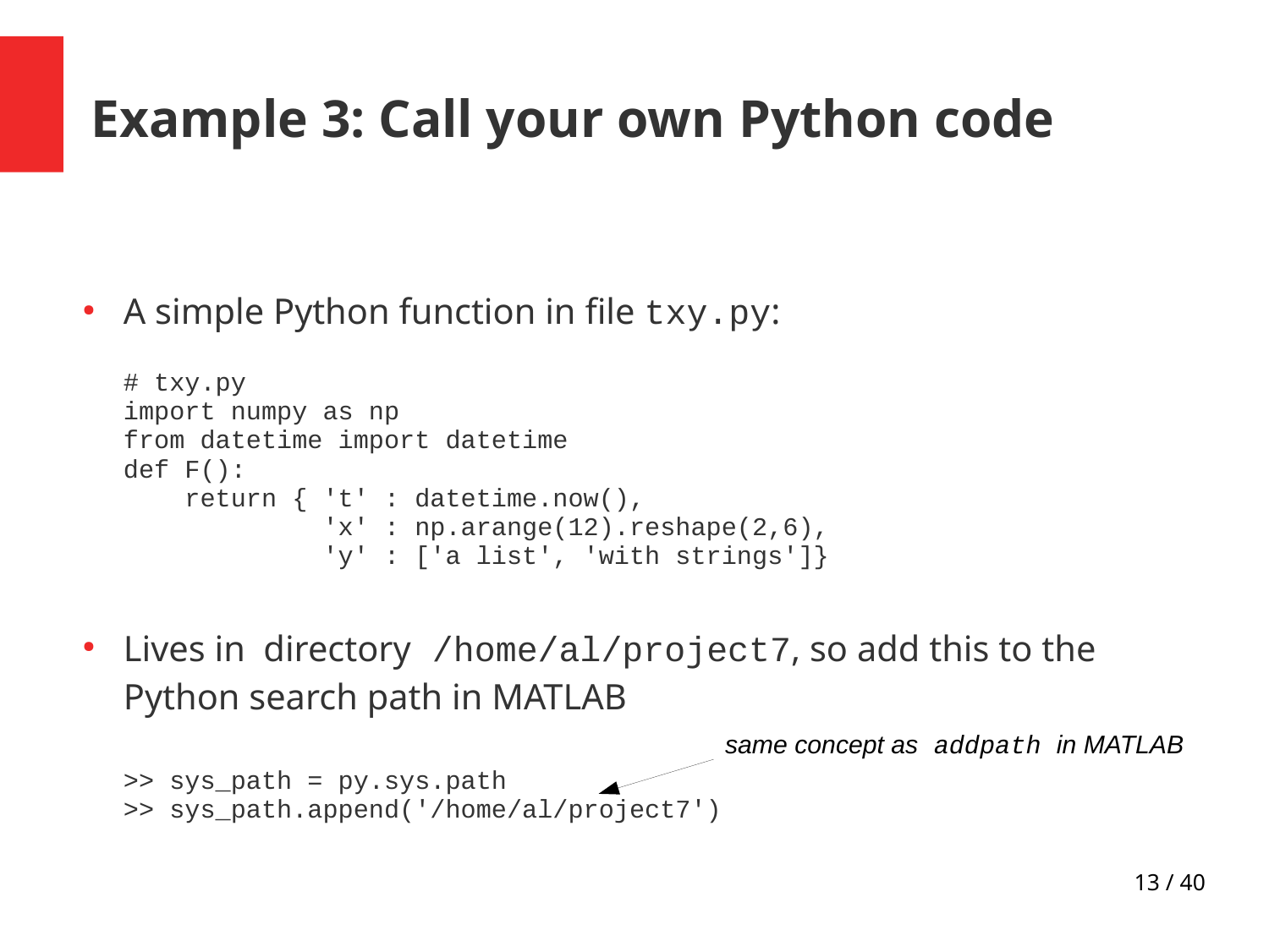# Example 3: Call your own Python code

- A simple Python function in file `txy.py`:

```
# txy.py
import numpy as np
from datetime import datetime
def F():
    return { 't' : datetime.now(),
             'x' : np.arange(12).reshape(2,6),
             'y' : ['a list', 'with strings']}
```

- Lives in directory `/home/al/project7`, so add this to the Python search path in MATLAB

*same concept as `addpath` in MATLAB*

```
>> sys_path = py.sys.path
>> sys_path.append('/home/al/project7')
```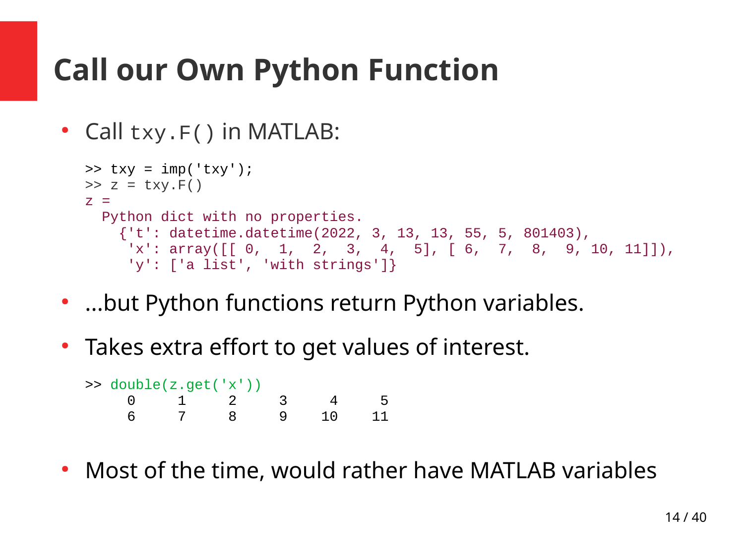# Call our Own Python Function

- Call `txy.F()` in MATLAB:

```
>> txy = imp('txy');
>> z = txy.F()
z =
  Python dict with no properties.
    {'t': datetime.datetime(2022, 3, 13, 13, 55, 5, 801403),
     'x': array([[ 0,  1,  2,  3,  4,  5], [ 6,  7,  8,  9, 10, 11]]),
     'y': ['a list', 'with strings']}
```

- ...but Python functions return Python variables.
- Takes extra effort to get values of interest.

```
>> double(z.get('x'))
     0     1     2     3     4     5
     6     7     8     9    10    11
```

- Most of the time, would rather have MATLAB variables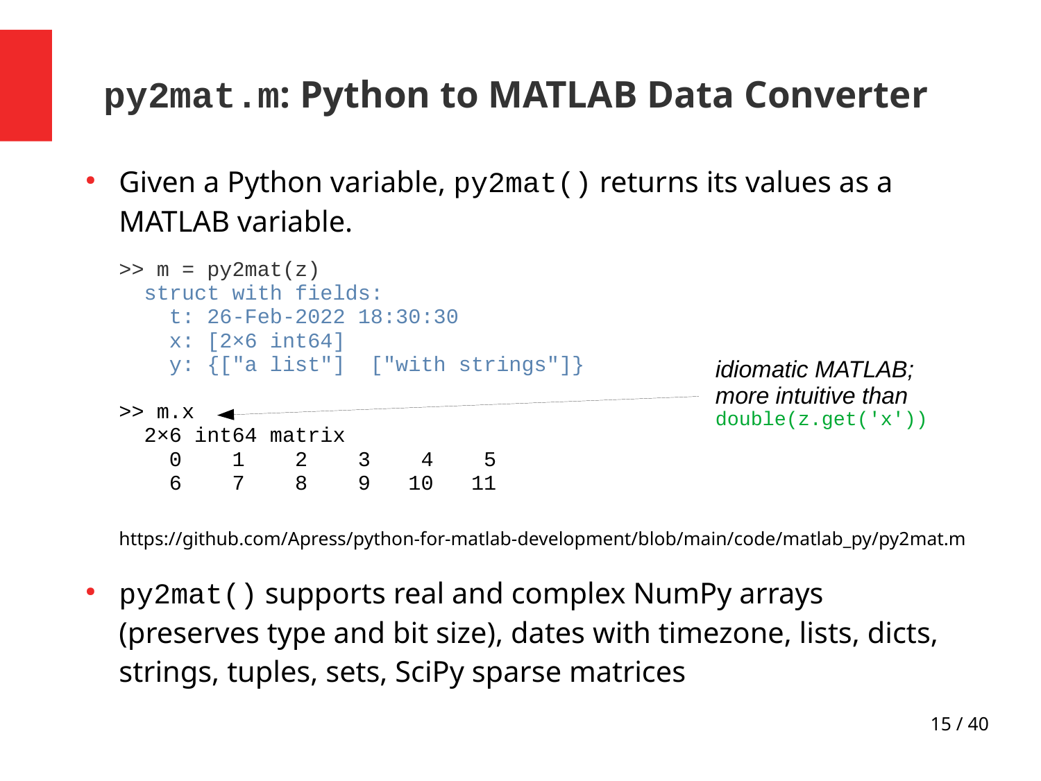# `py2mat.m`: Python to MATLAB Data Converter

- Given a Python variable, `py2mat()` returns its values as a MATLAB variable.

```
>> m = py2mat(z)
  struct with fields:
    t: 26-Feb-2022 18:30:30
    x: [2×6 int64]
    y: {["a list"]  ["with strings"]}

>> m.x
  2×6 int64 matrix
    0    1    2    3    4    5
    6    7    8    9   10   11
```

*idiomatic MATLAB; more intuitive than* `double(z.get('x'))`

https://github.com/Apress/python-for-matlab-development/blob/main/code/matlab_py/py2mat.m

- `py2mat()` supports real and complex NumPy arrays (preserves type and bit size), dates with timezone, lists, dicts, strings, tuples, sets, SciPy sparse matrices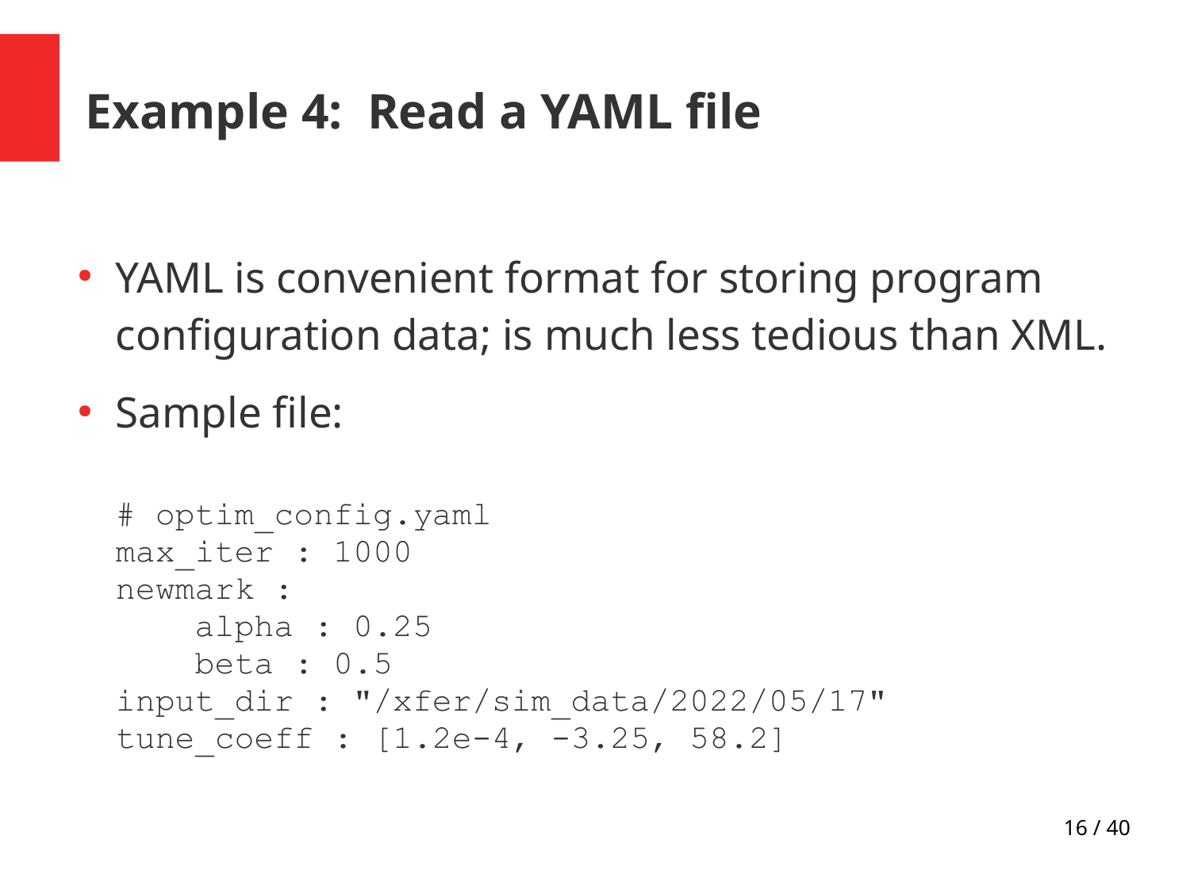# Example 4: Read a YAML file

- YAML is convenient format for storing program configuration data; is much less tedious than XML.
- Sample file:

```
# optim_config.yaml
max_iter : 1000
newmark :
    alpha : 0.25
    beta : 0.5
input_dir : "/xfer/sim_data/2022/05/17"
tune_coeff : [1.2e-4, -3.25, 58.2]
```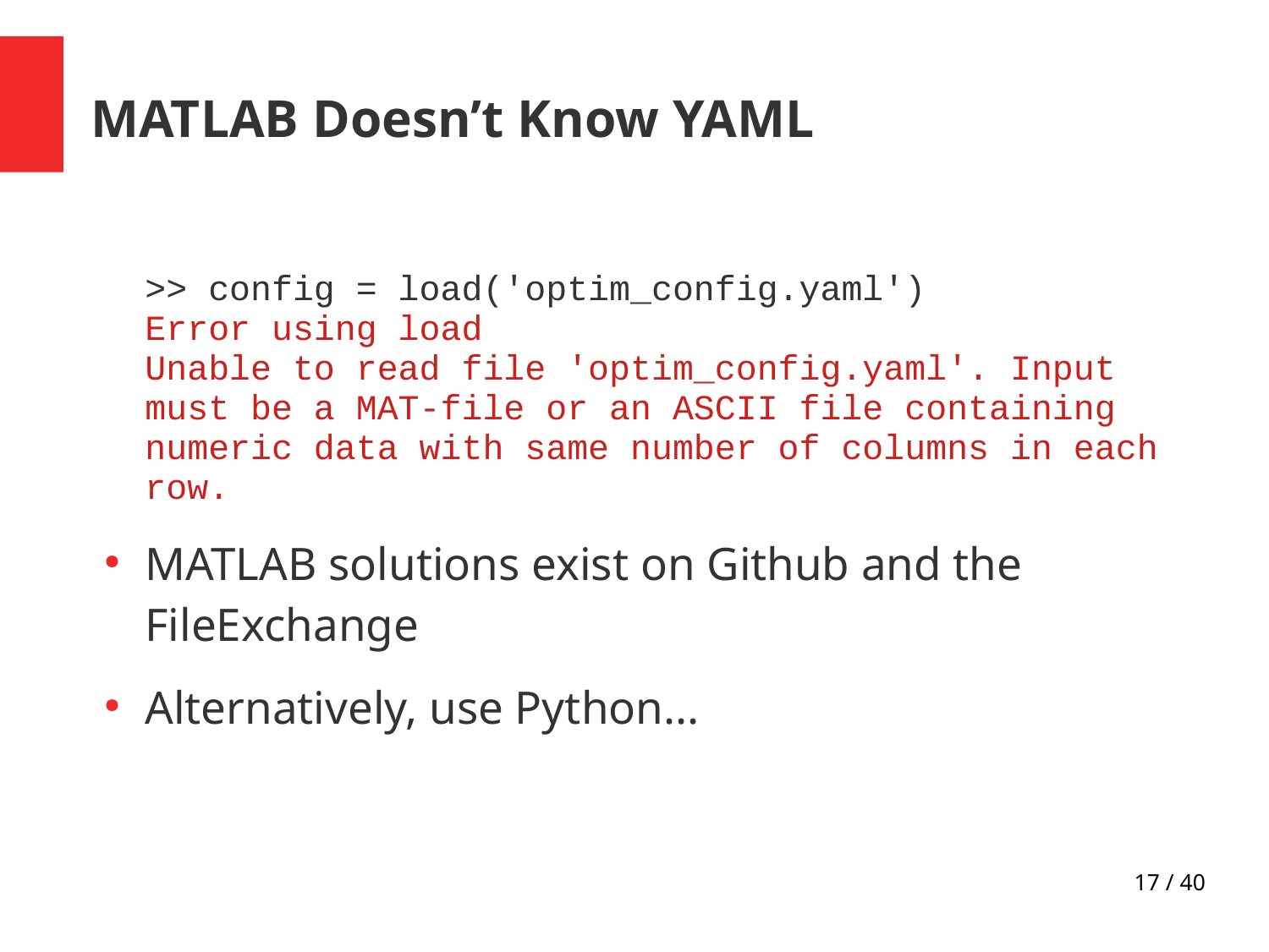# MATLAB Doesn’t Know YAML

```
>> config = load('optim_config.yaml')
Error using load
Unable to read file 'optim_config.yaml'. Input
must be a MAT-file or an ASCII file containing
numeric data with same number of columns in each
row.
```

- MATLAB solutions exist on Github and the FileExchange
- Alternatively, use Python…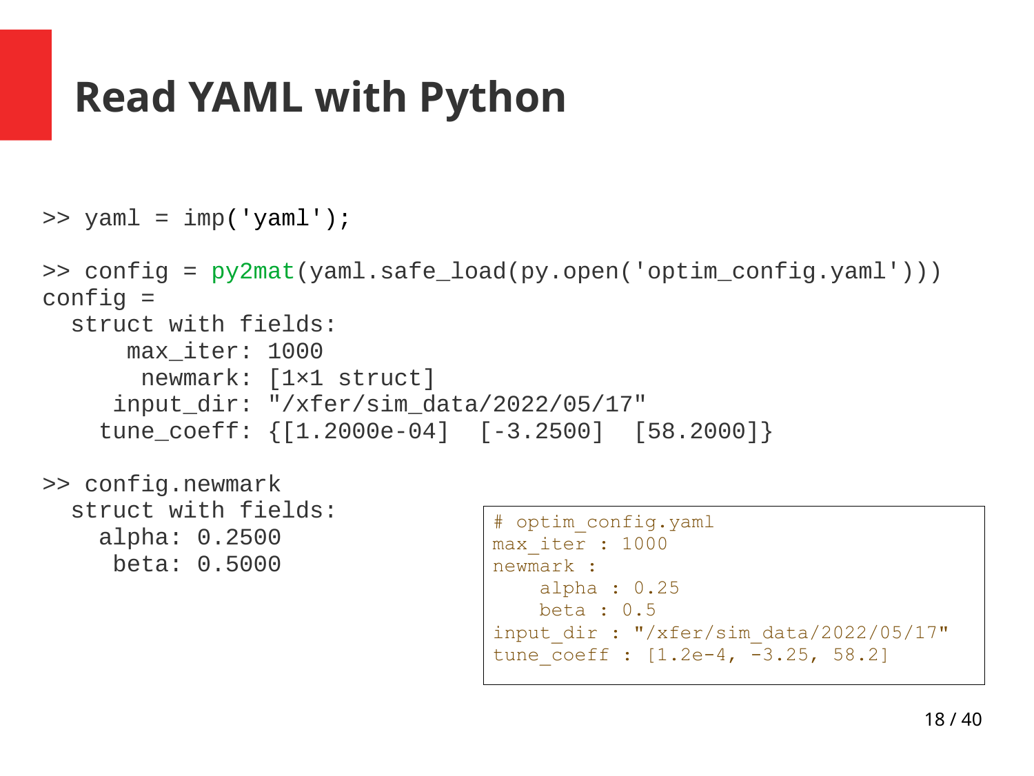# Read YAML with Python

```
>> yaml = imp('yaml');

>> config = py2mat(yaml.safe_load(py.open('optim_config.yaml')))
config =
  struct with fields:
      max_iter: 1000
       newmark: [1×1 struct]
     input_dir: "/xfer/sim_data/2022/05/17"
    tune_coeff: {[1.2000e-04]  [-3.2500]  [58.2000]}

>> config.newmark
  struct with fields:
    alpha: 0.2500
     beta: 0.5000
```

```
# optim_config.yaml
max_iter : 1000
newmark :
    alpha : 0.25
    beta : 0.5
input_dir : "/xfer/sim_data/2022/05/17"
tune_coeff : [1.2e-4, -3.25, 58.2]
```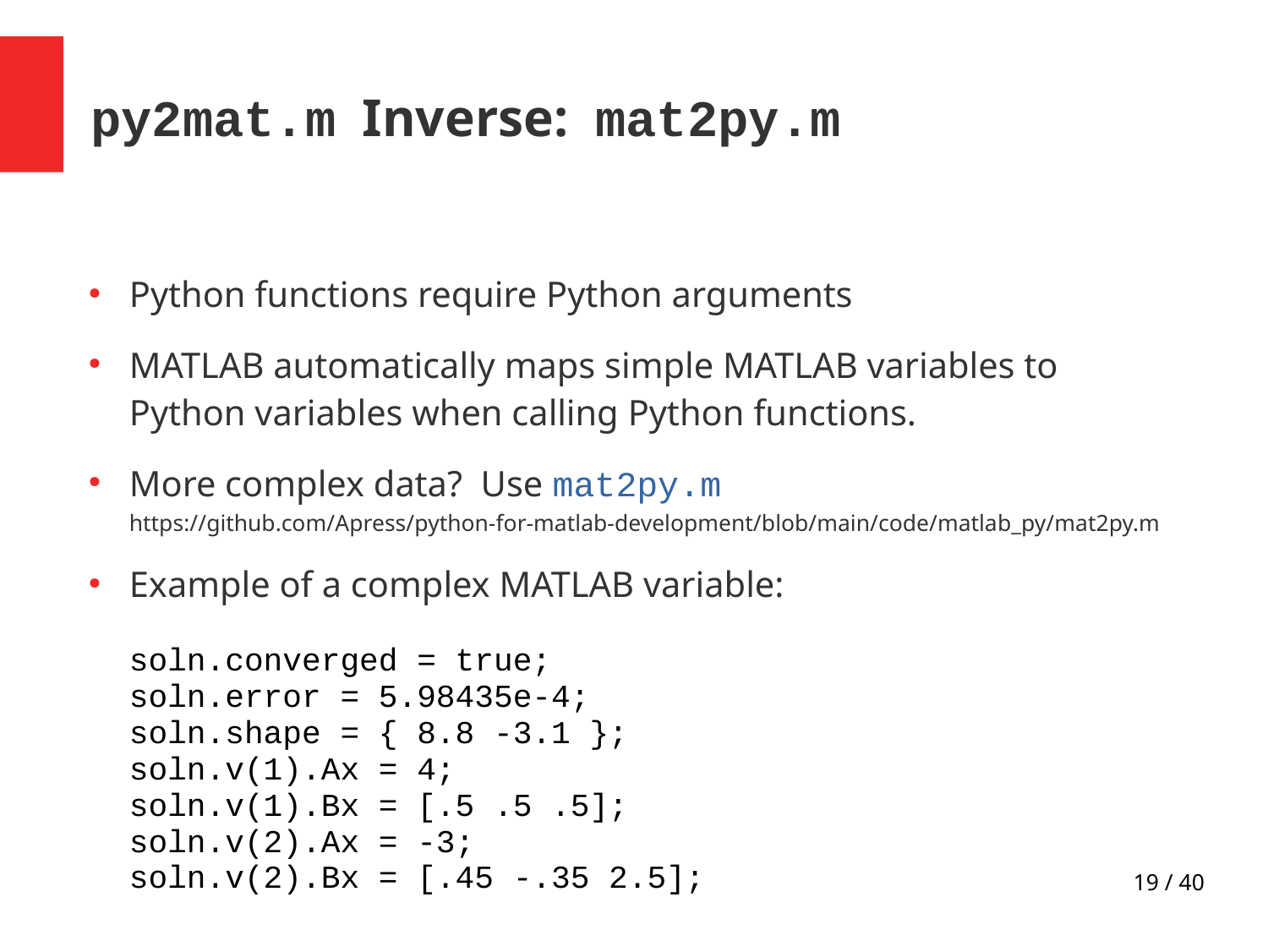# `py2mat.m` Inverse: `mat2py.m`

- Python functions require Python arguments
- MATLAB automatically maps simple MATLAB variables to Python variables when calling Python functions.
- More complex data? Use `mat2py.m`
  https://github.com/Apress/python-for-matlab-development/blob/main/code/matlab_py/mat2py.m
- Example of a complex MATLAB variable:

```
soln.converged = true;
soln.error = 5.98435e-4;
soln.shape = { 8.8 -3.1 };
soln.v(1).Ax = 4;
soln.v(1).Bx = [.5 .5 .5];
soln.v(2).Ax = -3;
soln.v(2).Bx = [.45 -.35 2.5];
```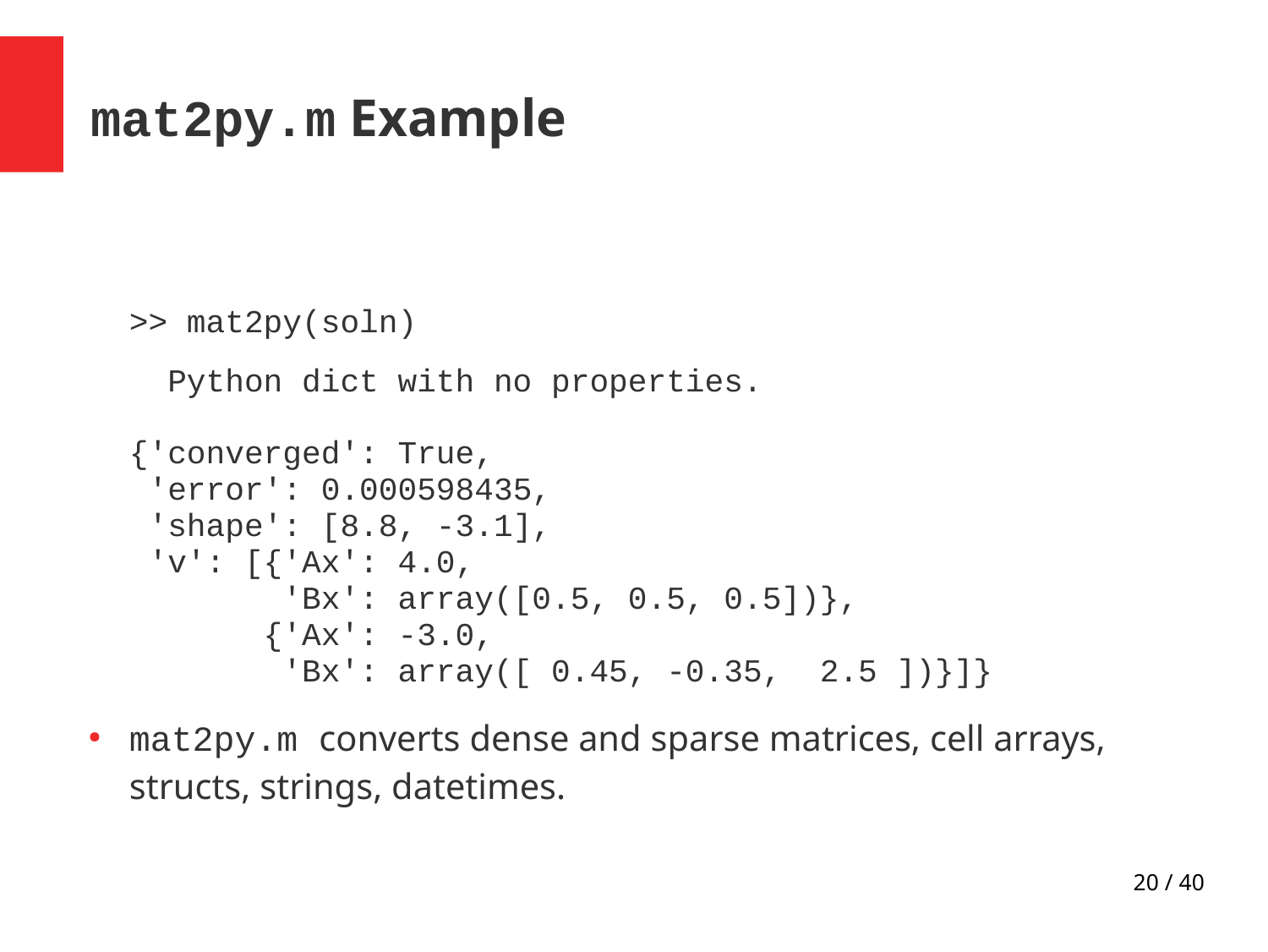# `mat2py.m` Example

```
>> mat2py(soln)

  Python dict with no properties.

{'converged': True,
 'error': 0.000598435,
 'shape': [8.8, -3.1],
 'v': [{'Ax': 4.0,
        'Bx': array([0.5, 0.5, 0.5])},
       {'Ax': -3.0,
        'Bx': array([ 0.45, -0.35,  2.5 ])}]}
```

- `mat2py.m` converts dense and sparse matrices, cell arrays, structs, strings, datetimes.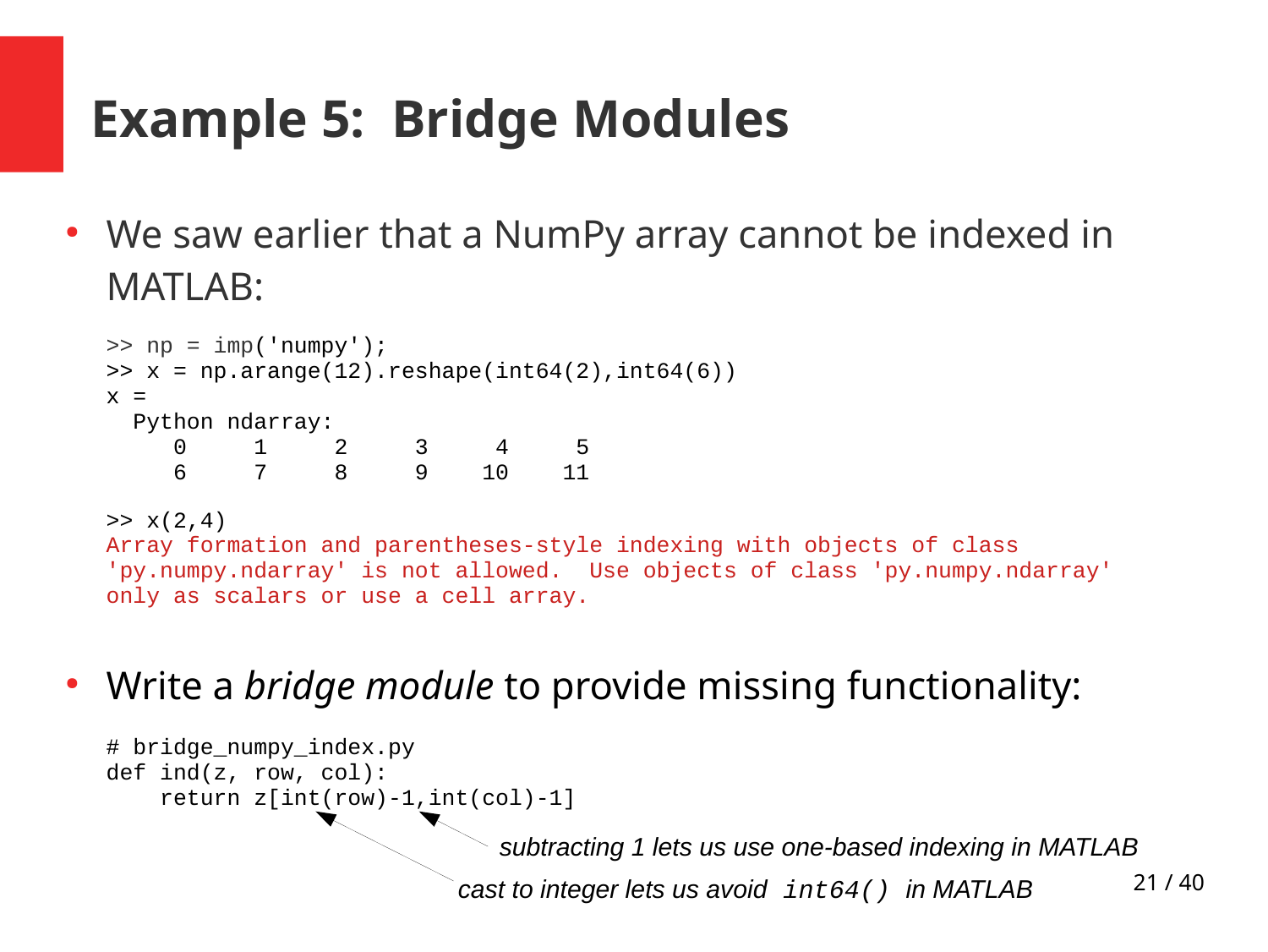# Example 5: Bridge Modules

- We saw earlier that a NumPy array cannot be indexed in MATLAB:

```
>> np = imp('numpy');
>> x = np.arange(12).reshape(int64(2),int64(6))
x =
  Python ndarray:
     0     1     2     3     4     5
     6     7     8     9    10    11

>> x(2,4)
Array formation and parentheses-style indexing with objects of class
'py.numpy.ndarray' is not allowed.  Use objects of class 'py.numpy.ndarray'
only as scalars or use a cell array.
```

- Write a *bridge module* to provide missing functionality:

```
# bridge_numpy_index.py
def ind(z, row, col):
    return z[int(row)-1,int(col)-1]
```

*subtracting 1 lets us use one-based indexing in MATLAB*

*cast to integer lets us avoid `int64()` in MATLAB*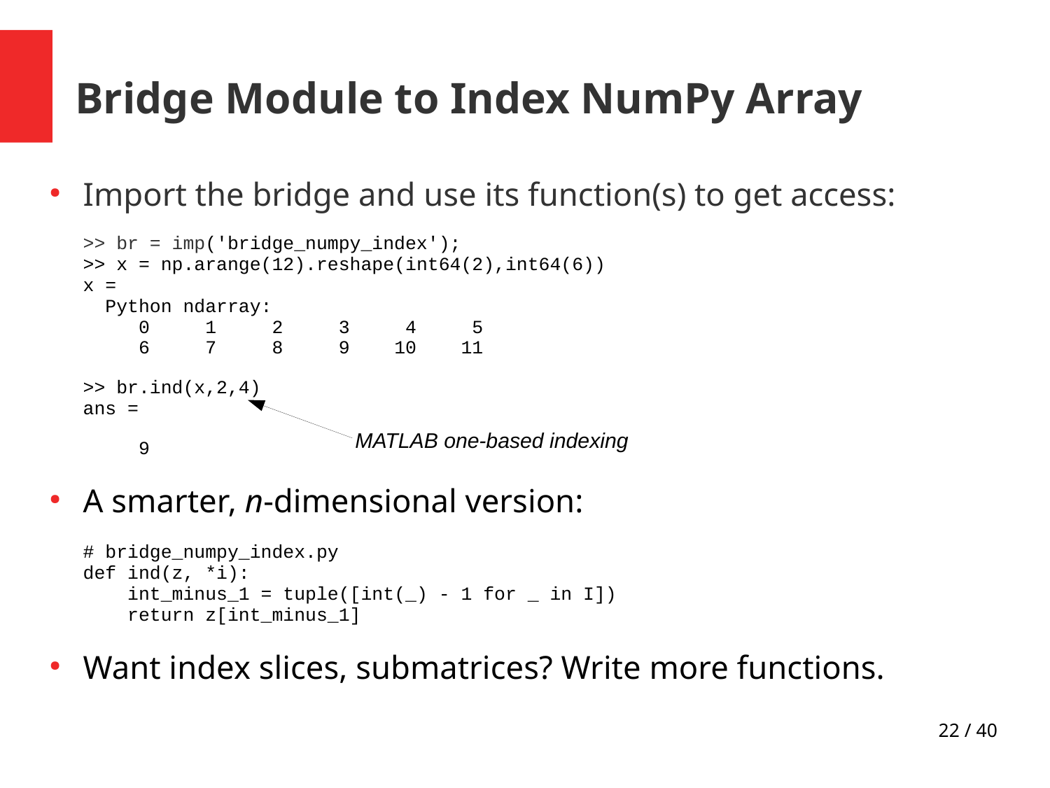# Bridge Module to Index NumPy Array

- Import the bridge and use its function(s) to get access:

```
>> br = imp('bridge_numpy_index');
>> x = np.arange(12).reshape(int64(2),int64(6))
x =
  Python ndarray:
     0     1     2     3     4     5
     6     7     8     9    10    11

>> br.ind(x,2,4)
ans =

     9
```

*MATLAB one-based indexing*

- A smarter, *n*-dimensional version:

```
# bridge_numpy_index.py
def ind(z, *i):
    int_minus_1 = tuple([int(_) - 1 for _ in I])
    return z[int_minus_1]
```

- Want index slices, submatrices? Write more functions.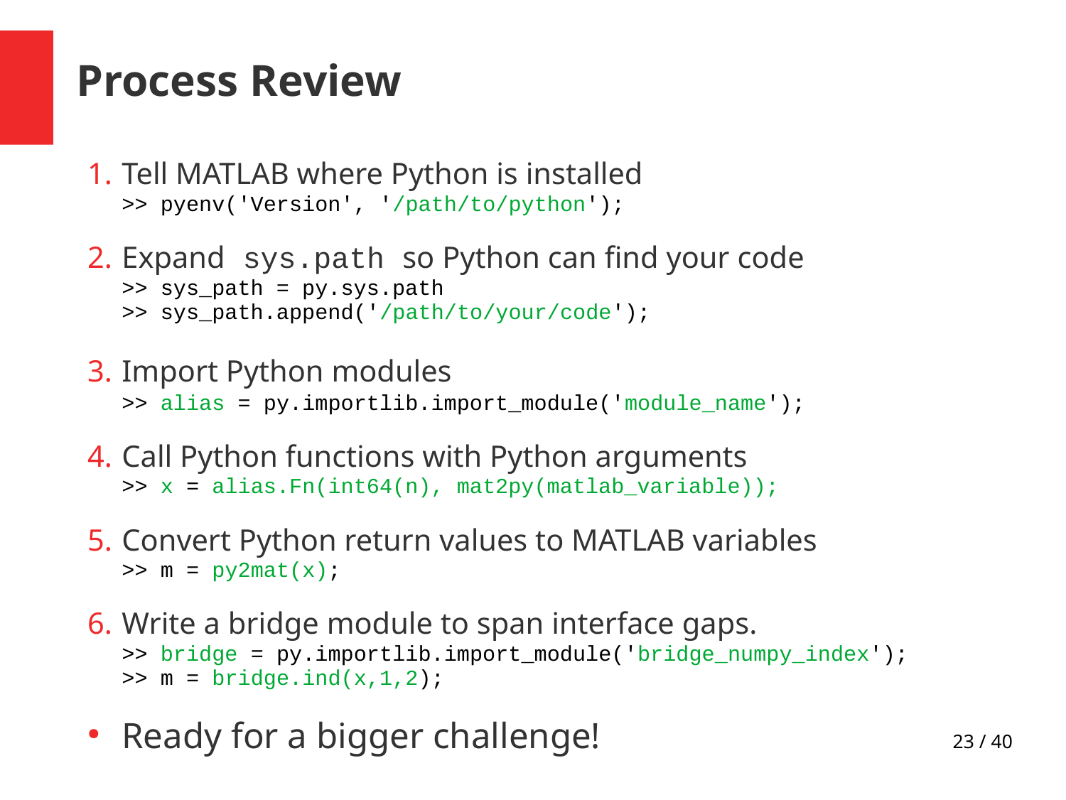# Process Review

1. Tell MATLAB where Python is installed
   ```
   >> pyenv('Version', '/path/to/python');
   ```

2. Expand `sys.path` so Python can find your code
   ```
   >> sys_path = py.sys.path
   >> sys_path.append('/path/to/your/code');
   ```

3. Import Python modules
   ```
   >> alias = py.importlib.import_module('module_name');
   ```

4. Call Python functions with Python arguments
   ```
   >> x = alias.Fn(int64(n), mat2py(matlab_variable));
   ```

5. Convert Python return values to MATLAB variables
   ```
   >> m = py2mat(x);
   ```

6. Write a bridge module to span interface gaps.
   ```
   >> bridge = py.importlib.import_module('bridge_numpy_index');
   >> m = bridge.ind(x,1,2);
   ```

- Ready for a bigger challenge!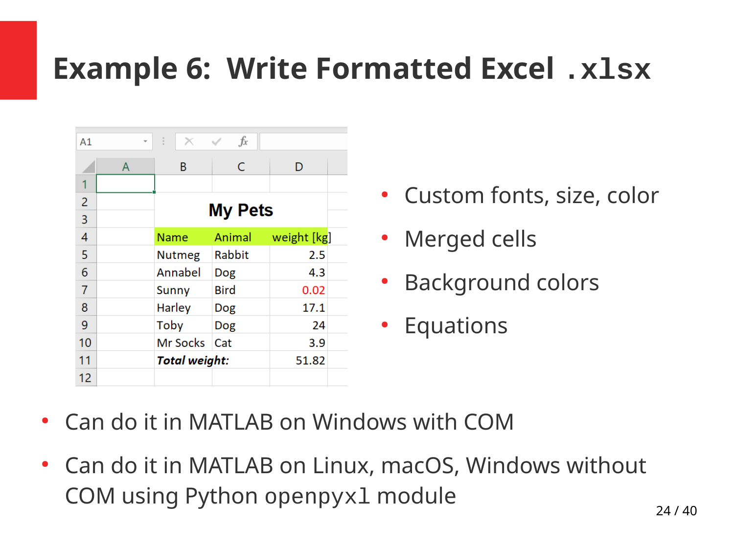# Example 6: Write Formatted Excel `.xlsx`

| | My Pets | | |
|---|---|---|---|
| | Name | Animal | weight [kg] |
| | Nutmeg | Rabbit | 2.5 |
| | Annabel | Dog | 4.3 |
| | Sunny | Bird | 0.02 |
| | Harley | Dog | 17.1 |
| | Toby | Dog | 24 |
| | Mr Socks | Cat | 3.9 |
| | ***Total weight:*** | | 51.82 |

- Custom fonts, size, color
- Merged cells
- Background colors
- Equations

- Can do it in MATLAB on Windows with COM
- Can do it in MATLAB on Linux, macOS, Windows without COM using Python `openpyxl` module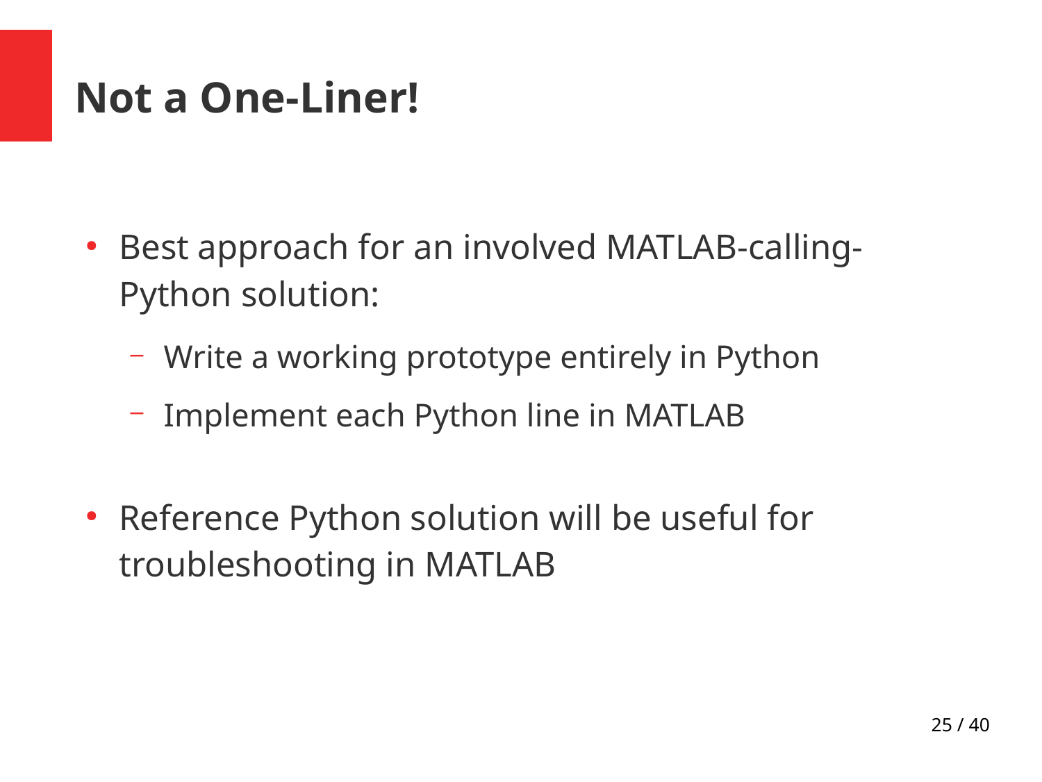# Not a One-Liner!

- Best approach for an involved MATLAB-calling-Python solution:
  - Write a working prototype entirely in Python
  - Implement each Python line in MATLAB
- Reference Python solution will be useful for troubleshooting in MATLAB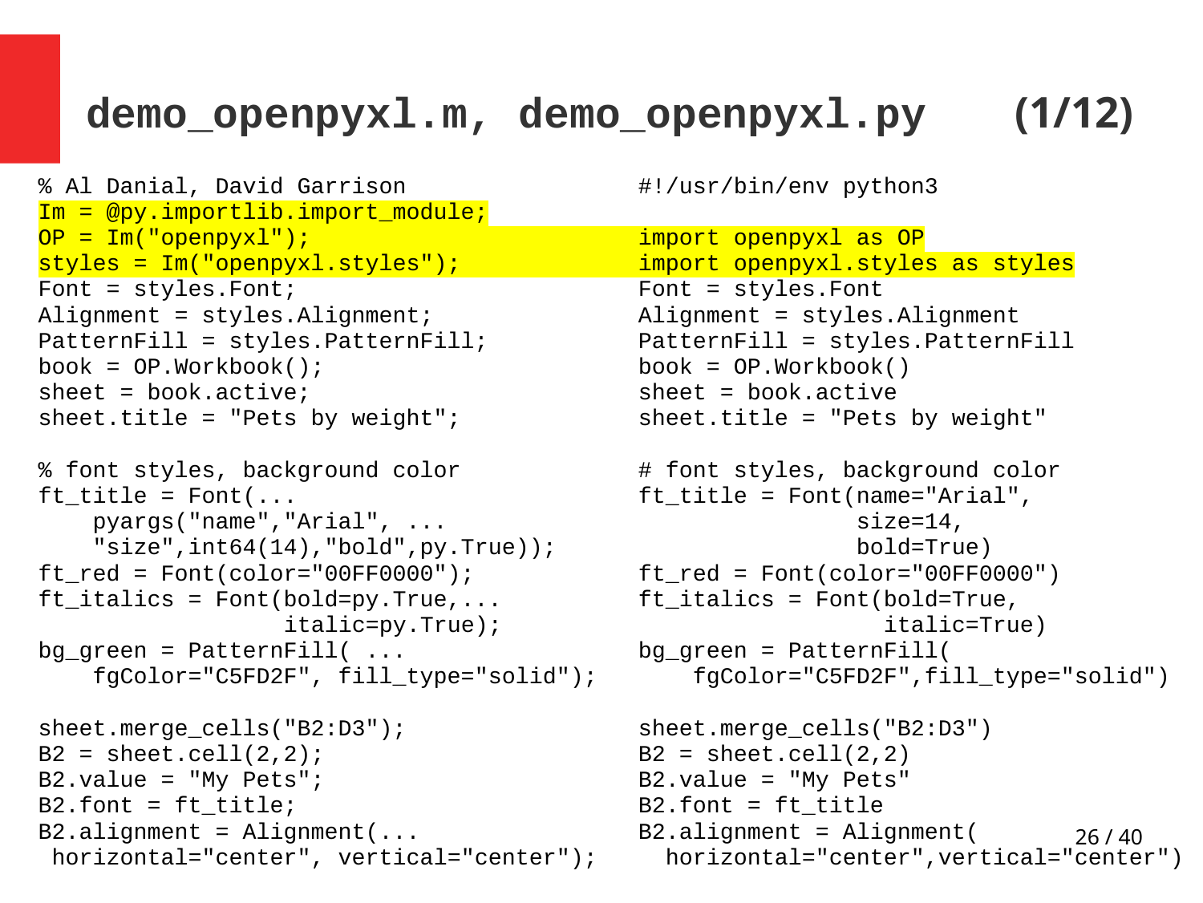# demo_openpyxl.m, demo_openpyxl.py (1/12)

```matlab
% Al Danial, David Garrison
Im = @py.importlib.import_module;
OP = Im("openpyxl");
styles = Im("openpyxl.styles");
Font = styles.Font;
Alignment = styles.Alignment;
PatternFill = styles.PatternFill;
book = OP.Workbook();
sheet = book.active;
sheet.title = "Pets by weight";

% font styles, background color
ft_title = Font(...
    pyargs("name","Arial", ...
    "size",int64(14),"bold",py.True));
ft_red = Font(color="00FF0000");
ft_italics = Font(bold=py.True,...
                  italic=py.True);
bg_green = PatternFill( ...
    fgColor="C5FD2F", fill_type="solid");

sheet.merge_cells("B2:D3");
B2 = sheet.cell(2,2);
B2.value = "My Pets";
B2.font = ft_title;
B2.alignment = Alignment(...
 horizontal="center", vertical="center");
```

```python
#!/usr/bin/env python3

import openpyxl as OP
import openpyxl.styles as styles
Font = styles.Font
Alignment = styles.Alignment
PatternFill = styles.PatternFill
book = OP.Workbook()
sheet = book.active
sheet.title = "Pets by weight"

# font styles, background color
ft_title = Font(name="Arial",
                size=14,
                bold=True)
ft_red = Font(color="00FF0000")
ft_italics = Font(bold=True,
                  italic=True)
bg_green = PatternFill(
    fgColor="C5FD2F",fill_type="solid")

sheet.merge_cells("B2:D3")
B2 = sheet.cell(2,2)
B2.value = "My Pets"
B2.font = ft_title
B2.alignment = Alignment(
  horizontal="center",vertical="center")
```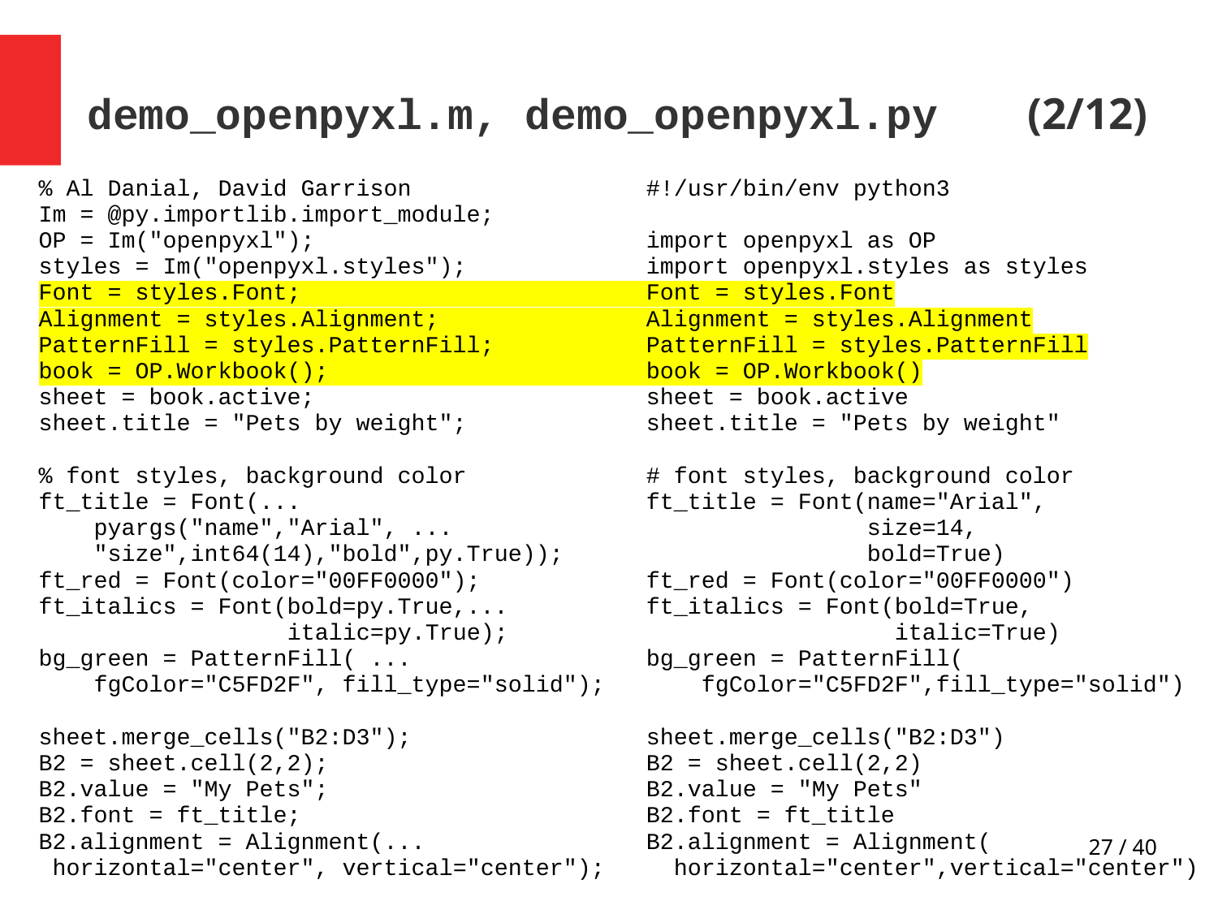# demo_openpyxl.m, demo_openpyxl.py (2/12)

```matlab
% Al Danial, David Garrison
Im = @py.importlib.import_module;
OP = Im("openpyxl");
styles = Im("openpyxl.styles");
Font = styles.Font;
Alignment = styles.Alignment;
PatternFill = styles.PatternFill;
book = OP.Workbook();
sheet = book.active;
sheet.title = "Pets by weight";

% font styles, background color
ft_title = Font(...
    pyargs("name","Arial", ...
    "size",int64(14),"bold",py.True));
ft_red = Font(color="00FF0000");
ft_italics = Font(bold=py.True,...
                  italic=py.True);
bg_green = PatternFill( ...
    fgColor="C5FD2F", fill_type="solid");

sheet.merge_cells("B2:D3");
B2 = sheet.cell(2,2);
B2.value = "My Pets";
B2.font = ft_title;
B2.alignment = Alignment(...
 horizontal="center", vertical="center");
```

```python
#!/usr/bin/env python3

import openpyxl as OP
import openpyxl.styles as styles
Font = styles.Font
Alignment = styles.Alignment
PatternFill = styles.PatternFill
book = OP.Workbook()
sheet = book.active
sheet.title = "Pets by weight"

# font styles, background color
ft_title = Font(name="Arial",
                size=14,
                bold=True)
ft_red = Font(color="00FF0000")
ft_italics = Font(bold=True,
                  italic=True)
bg_green = PatternFill(
    fgColor="C5FD2F",fill_type="solid")

sheet.merge_cells("B2:D3")
B2 = sheet.cell(2,2)
B2.value = "My Pets"
B2.font = ft_title
B2.alignment = Alignment(
  horizontal="center",vertical="center")
```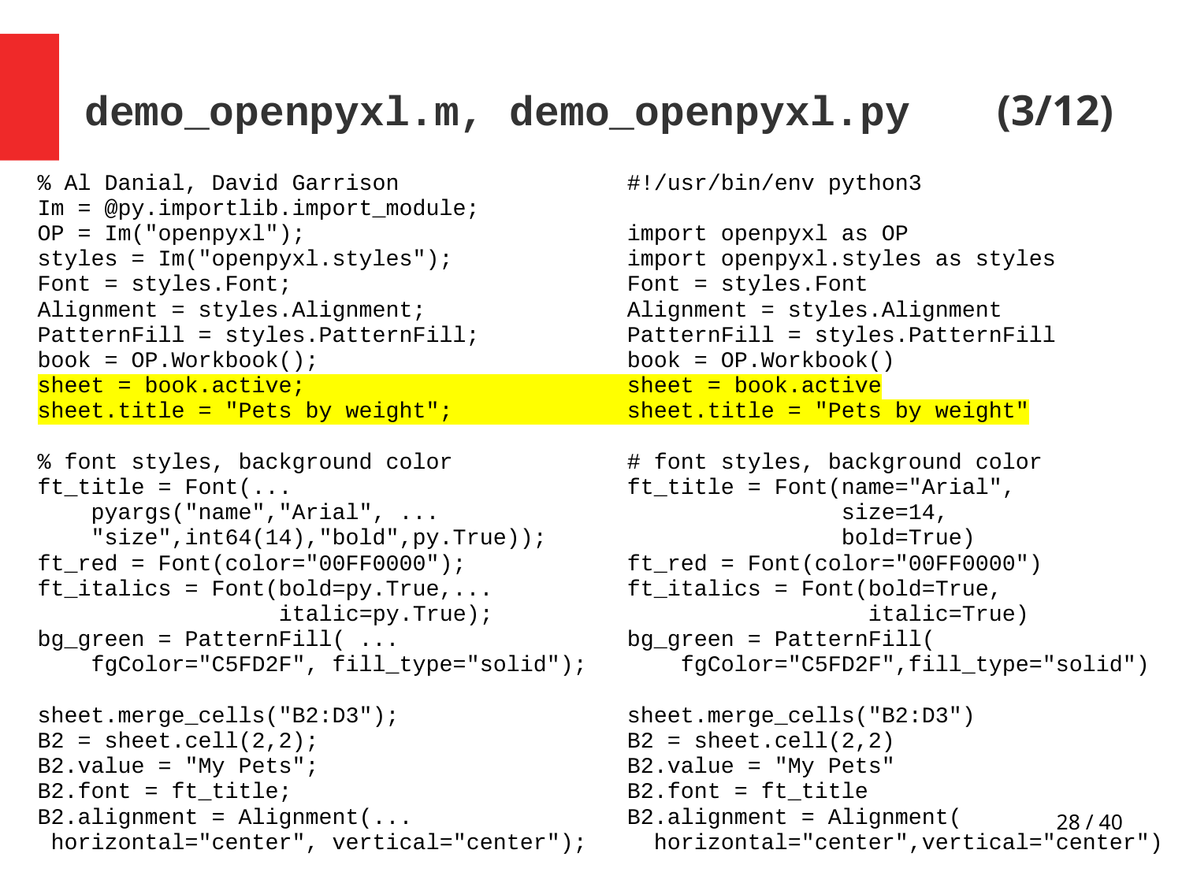# demo_openpyxl.m, demo_openpyxl.py (3/12)

```matlab
% Al Danial, David Garrison
Im = @py.importlib.import_module;
OP = Im("openpyxl");
styles = Im("openpyxl.styles");
Font = styles.Font;
Alignment = styles.Alignment;
PatternFill = styles.PatternFill;
book = OP.Workbook();
sheet = book.active;
sheet.title = "Pets by weight";

% font styles, background color
ft_title = Font(...
    pyargs("name","Arial", ...
    "size",int64(14),"bold",py.True));
ft_red = Font(color="00FF0000");
ft_italics = Font(bold=py.True,...
                  italic=py.True);
bg_green = PatternFill( ...
    fgColor="C5FD2F", fill_type="solid");

sheet.merge_cells("B2:D3");
B2 = sheet.cell(2,2);
B2.value = "My Pets";
B2.font = ft_title;
B2.alignment = Alignment(...
 horizontal="center", vertical="center");
```

```python
#!/usr/bin/env python3

import openpyxl as OP
import openpyxl.styles as styles
Font = styles.Font
Alignment = styles.Alignment
PatternFill = styles.PatternFill
book = OP.Workbook()
sheet = book.active
sheet.title = "Pets by weight"

# font styles, background color
ft_title = Font(name="Arial",
                size=14,
                bold=True)
ft_red = Font(color="00FF0000")
ft_italics = Font(bold=True,
                  italic=True)
bg_green = PatternFill(
    fgColor="C5FD2F",fill_type="solid")

sheet.merge_cells("B2:D3")
B2 = sheet.cell(2,2)
B2.value = "My Pets"
B2.font = ft_title
B2.alignment = Alignment(
  horizontal="center",vertical="center")
```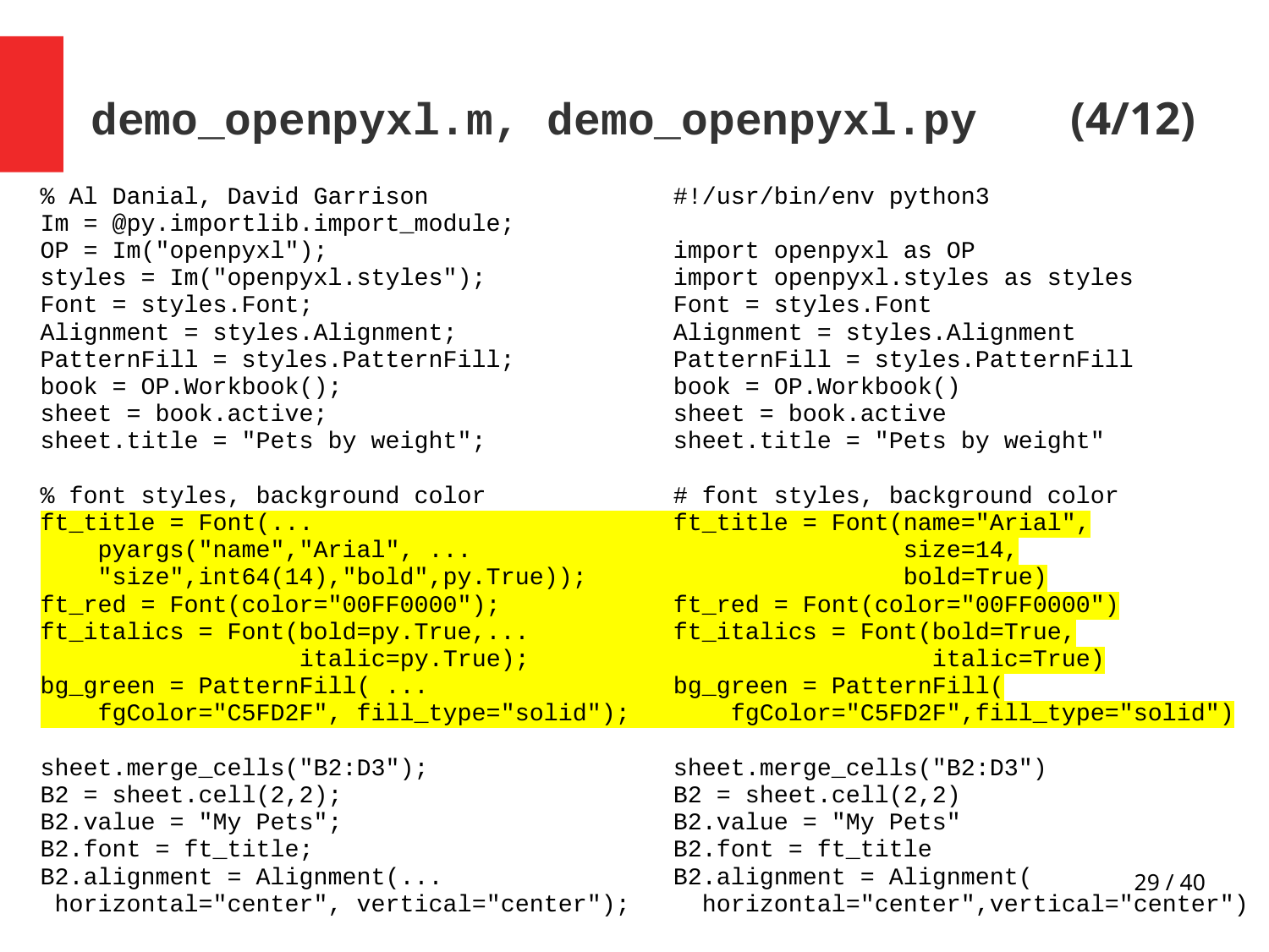# demo_openpyxl.m, demo_openpyxl.py (4/12)

```matlab
% Al Danial, David Garrison
Im = @py.importlib.import_module;
OP = Im("openpyxl");
styles = Im("openpyxl.styles");
Font = styles.Font;
Alignment = styles.Alignment;
PatternFill = styles.PatternFill;
book = OP.Workbook();
sheet = book.active;
sheet.title = "Pets by weight";

% font styles, background color
ft_title = Font(...
    pyargs("name","Arial", ...
    "size",int64(14),"bold",py.True));
ft_red = Font(color="00FF0000");
ft_italics = Font(bold=py.True,...
                  italic=py.True);
bg_green = PatternFill( ...
    fgColor="C5FD2F", fill_type="solid");

sheet.merge_cells("B2:D3");
B2 = sheet.cell(2,2);
B2.value = "My Pets";
B2.font = ft_title;
B2.alignment = Alignment(...
 horizontal="center", vertical="center");
```

```python
#!/usr/bin/env python3

import openpyxl as OP
import openpyxl.styles as styles
Font = styles.Font
Alignment = styles.Alignment
PatternFill = styles.PatternFill
book = OP.Workbook()
sheet = book.active
sheet.title = "Pets by weight"

# font styles, background color
ft_title = Font(name="Arial",
                size=14,
                bold=True)
ft_red = Font(color="00FF0000")
ft_italics = Font(bold=True,
                  italic=True)
bg_green = PatternFill(
    fgColor="C5FD2F",fill_type="solid")

sheet.merge_cells("B2:D3")
B2 = sheet.cell(2,2)
B2.value = "My Pets"
B2.font = ft_title
B2.alignment = Alignment(
  horizontal="center",vertical="center")
```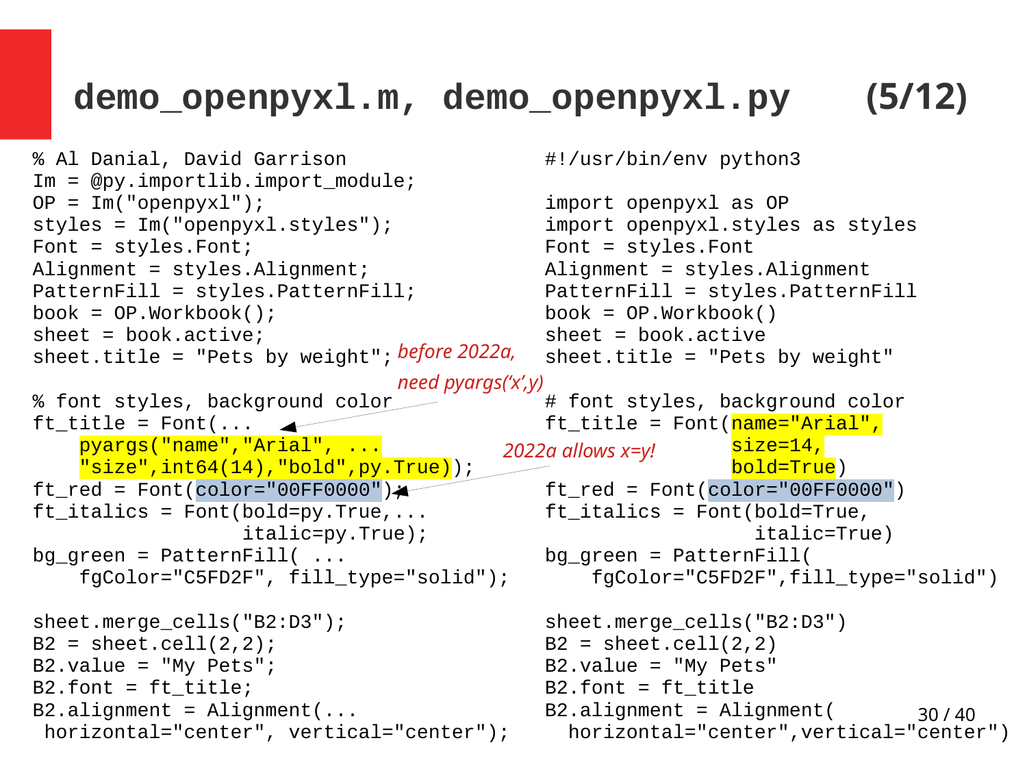# demo_openpyxl.m, demo_openpyxl.py (5/12)

```matlab
% Al Danial, David Garrison
Im = @py.importlib.import_module;
OP = Im("openpyxl");
styles = Im("openpyxl.styles");
Font = styles.Font;
Alignment = styles.Alignment;
PatternFill = styles.PatternFill;
book = OP.Workbook();
sheet = book.active;
sheet.title = "Pets by weight";

% font styles, background color
ft_title = Font(...
    pyargs("name","Arial", ...
    "size",int64(14),"bold",py.True));
ft_red = Font(color="00FF0000");
ft_italics = Font(bold=py.True,...
                  italic=py.True);
bg_green = PatternFill( ...
    fgColor="C5FD2F", fill_type="solid");

sheet.merge_cells("B2:D3");
B2 = sheet.cell(2,2);
B2.value = "My Pets";
B2.font = ft_title;
B2.alignment = Alignment(...
 horizontal="center", vertical="center");
```

*before 2022a, need pyargs('x',y)*

*2022a allows x=y!*

```python
#!/usr/bin/env python3

import openpyxl as OP
import openpyxl.styles as styles
Font = styles.Font
Alignment = styles.Alignment
PatternFill = styles.PatternFill
book = OP.Workbook()
sheet = book.active
sheet.title = "Pets by weight"

# font styles, background color
ft_title = Font(name="Arial",
                size=14,
                bold=True)
ft_red = Font(color="00FF0000")
ft_italics = Font(bold=True,
                  italic=True)
bg_green = PatternFill(
    fgColor="C5FD2F",fill_type="solid")

sheet.merge_cells("B2:D3")
B2 = sheet.cell(2,2)
B2.value = "My Pets"
B2.font = ft_title
B2.alignment = Alignment(
  horizontal="center",vertical="center")
```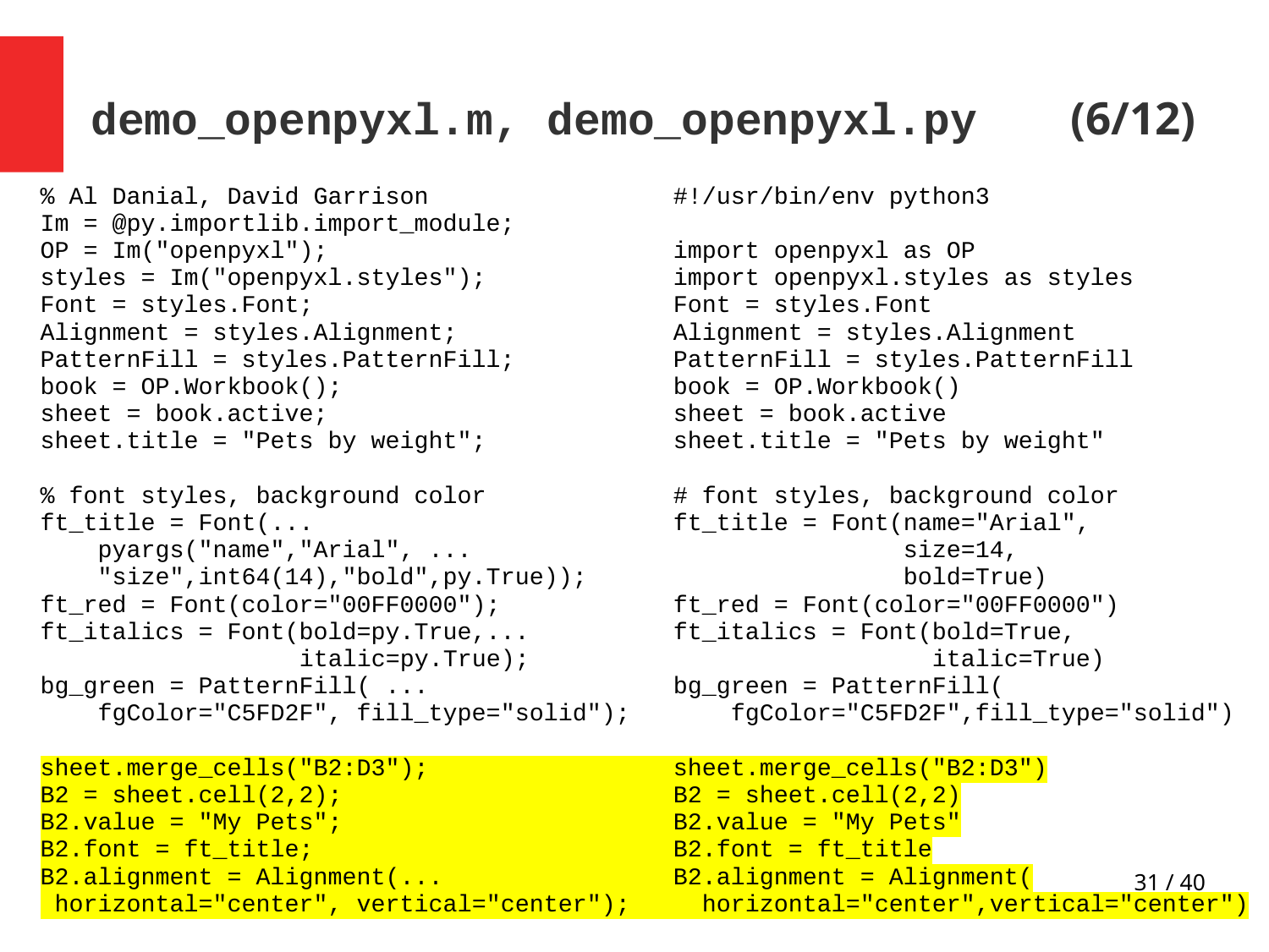# demo_openpyxl.m, demo_openpyxl.py (6/12)

```matlab
% Al Danial, David Garrison
Im = @py.importlib.import_module;
OP = Im("openpyxl");
styles = Im("openpyxl.styles");
Font = styles.Font;
Alignment = styles.Alignment;
PatternFill = styles.PatternFill;
book = OP.Workbook();
sheet = book.active;
sheet.title = "Pets by weight";

% font styles, background color
ft_title = Font(...
    pyargs("name","Arial", ...
    "size",int64(14),"bold",py.True));
ft_red = Font(color="00FF0000");
ft_italics = Font(bold=py.True,...
                  italic=py.True);
bg_green = PatternFill( ...
    fgColor="C5FD2F", fill_type="solid");

sheet.merge_cells("B2:D3");
B2 = sheet.cell(2,2);
B2.value = "My Pets";
B2.font = ft_title;
B2.alignment = Alignment(...
 horizontal="center", vertical="center");
```

```python
#!/usr/bin/env python3

import openpyxl as OP
import openpyxl.styles as styles
Font = styles.Font
Alignment = styles.Alignment
PatternFill = styles.PatternFill
book = OP.Workbook()
sheet = book.active
sheet.title = "Pets by weight"

# font styles, background color
ft_title = Font(name="Arial",
                size=14,
                bold=True)
ft_red = Font(color="00FF0000")
ft_italics = Font(bold=True,
                  italic=True)
bg_green = PatternFill(
    fgColor="C5FD2F",fill_type="solid")

sheet.merge_cells("B2:D3")
B2 = sheet.cell(2,2)
B2.value = "My Pets"
B2.font = ft_title
B2.alignment = Alignment(
  horizontal="center",vertical="center")
```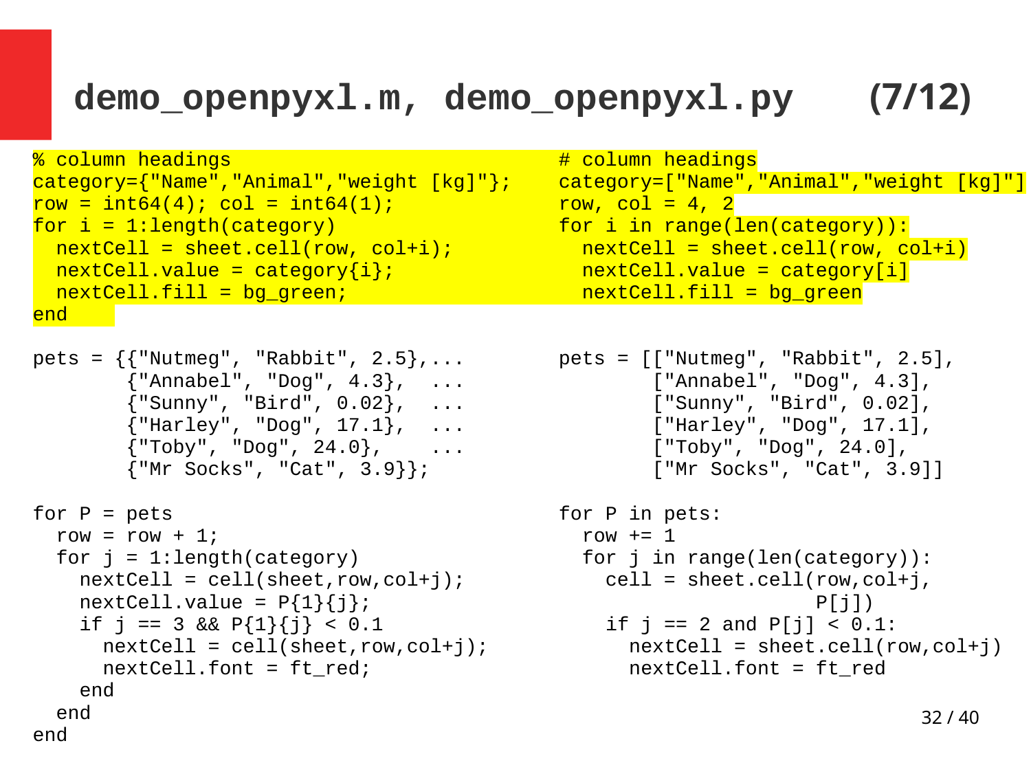# demo_openpyxl.m, demo_openpyxl.py (7/12)

```matlab
% column headings
category={"Name","Animal","weight [kg]"};
row = int64(4); col = int64(1);
for i = 1:length(category)
  nextCell = sheet.cell(row, col+i);
  nextCell.value = category{i};
  nextCell.fill = bg_green;
end

pets = {{"Nutmeg", "Rabbit", 2.5},...
        {"Annabel", "Dog", 4.3},  ...
        {"Sunny", "Bird", 0.02},  ...
        {"Harley", "Dog", 17.1},  ...
        {"Toby", "Dog", 24.0},    ...
        {"Mr Socks", "Cat", 3.9}};

for P = pets
  row = row + 1;
  for j = 1:length(category)
    nextCell = cell(sheet,row,col+j);
    nextCell.value = P{1}{j};
    if j == 3 && P{1}{j} < 0.1
      nextCell = cell(sheet,row,col+j);
      nextCell.font = ft_red;
    end
  end
end
```

```python
# column headings
category=["Name","Animal","weight [kg]"]
row, col = 4, 2
for i in range(len(category)):
  nextCell = sheet.cell(row, col+i)
  nextCell.value = category[i]
  nextCell.fill = bg_green

pets = [["Nutmeg", "Rabbit", 2.5],
        ["Annabel", "Dog", 4.3],
        ["Sunny", "Bird", 0.02],
        ["Harley", "Dog", 17.1],
        ["Toby", "Dog", 24.0],
        ["Mr Socks", "Cat", 3.9]]

for P in pets:
  row += 1
  for j in range(len(category)):
    cell = sheet.cell(row,col+j,
                      P[j])
    if j == 2 and P[j] < 0.1:
      nextCell = sheet.cell(row,col+j)
      nextCell.font = ft_red
```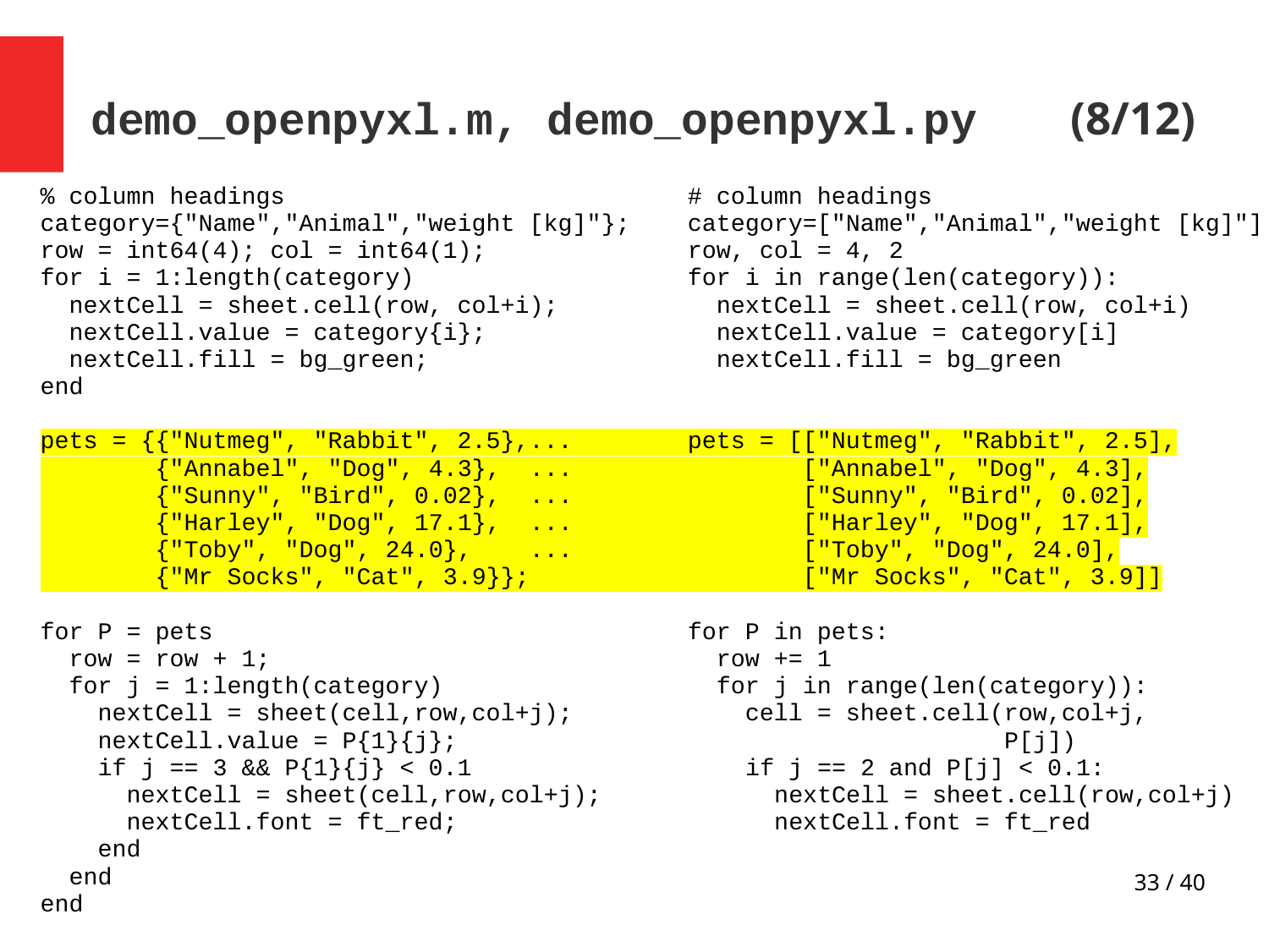# demo_openpyxl.m, demo_openpyxl.py (8/12)

```matlab
% column headings
category={"Name","Animal","weight [kg]"};
row = int64(4); col = int64(1);
for i = 1:length(category)
  nextCell = sheet.cell(row, col+i);
  nextCell.value = category{i};
  nextCell.fill = bg_green;
end

pets = {{"Nutmeg", "Rabbit", 2.5},...
        {"Annabel", "Dog", 4.3},  ...
        {"Sunny", "Bird", 0.02},  ...
        {"Harley", "Dog", 17.1},  ...
        {"Toby", "Dog", 24.0},    ...
        {"Mr Socks", "Cat", 3.9}};

for P = pets
  row = row + 1;
  for j = 1:length(category)
    nextCell = sheet(cell,row,col+j);
    nextCell.value = P{1}{j};
    if j == 3 && P{1}{j} < 0.1
      nextCell = sheet(cell,row,col+j);
      nextCell.font = ft_red;
    end
  end
end
```

```python
# column headings
category=["Name","Animal","weight [kg]"]
row, col = 4, 2
for i in range(len(category)):
  nextCell = sheet.cell(row, col+i)
  nextCell.value = category[i]
  nextCell.fill = bg_green

pets = [["Nutmeg", "Rabbit", 2.5],
        ["Annabel", "Dog", 4.3],
        ["Sunny", "Bird", 0.02],
        ["Harley", "Dog", 17.1],
        ["Toby", "Dog", 24.0],
        ["Mr Socks", "Cat", 3.9]]

for P in pets:
  row += 1
  for j in range(len(category)):
    cell = sheet.cell(row,col+j,
                      P[j])
    if j == 2 and P[j] < 0.1:
      nextCell = sheet.cell(row,col+j)
      nextCell.font = ft_red
```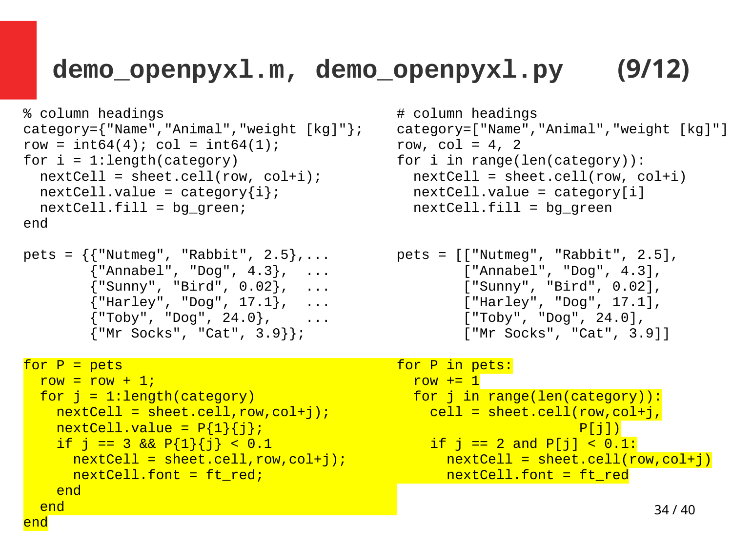# demo_openpyxl.m, demo_openpyxl.py (9/12)

```matlab
% column headings
category={"Name","Animal","weight [kg]"};
row = int64(4); col = int64(1);
for i = 1:length(category)
  nextCell = sheet.cell(row, col+i);
  nextCell.value = category{i};
  nextCell.fill = bg_green;
end

pets = {{"Nutmeg", "Rabbit", 2.5},...
        {"Annabel", "Dog", 4.3},  ...
        {"Sunny", "Bird", 0.02},  ...
        {"Harley", "Dog", 17.1},  ...
        {"Toby", "Dog", 24.0},    ...
        {"Mr Socks", "Cat", 3.9}};

for P = pets
  row = row + 1;
  for j = 1:length(category)
    nextCell = sheet.cell,row,col+j);
    nextCell.value = P{1}{j};
    if j == 3 && P{1}{j} < 0.1
      nextCell = sheet.cell,row,col+j);
      nextCell.font = ft_red;
    end
  end
end
```

```python
# column headings
category=["Name","Animal","weight [kg]"]
row, col = 4, 2
for i in range(len(category)):
  nextCell = sheet.cell(row, col+i)
  nextCell.value = category[i]
  nextCell.fill = bg_green

pets = [["Nutmeg", "Rabbit", 2.5],
        ["Annabel", "Dog", 4.3],
        ["Sunny", "Bird", 0.02],
        ["Harley", "Dog", 17.1],
        ["Toby", "Dog", 24.0],
        ["Mr Socks", "Cat", 3.9]]

for P in pets:
  row += 1
  for j in range(len(category)):
    cell = sheet.cell(row,col+j,
                      P[j])
    if j == 2 and P[j] < 0.1:
      nextCell = sheet.cell(row,col+j)
      nextCell.font = ft_red
```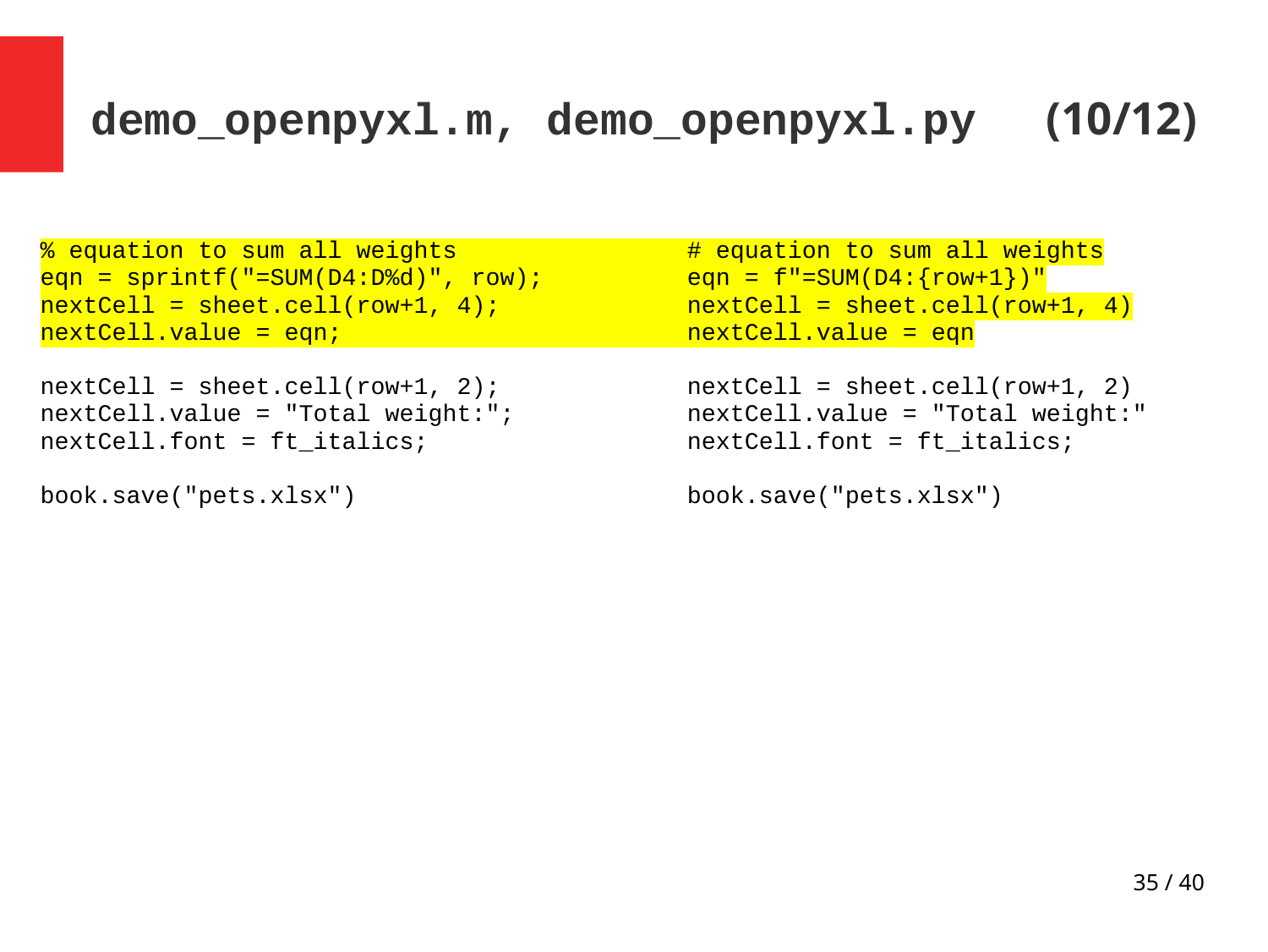# demo_openpyxl.m, demo_openpyxl.py (10/12)

```
% equation to sum all weights
eqn = sprintf("=SUM(D4:D%d)", row);
nextCell = sheet.cell(row+1, 4);
nextCell.value = eqn;

nextCell = sheet.cell(row+1, 2);
nextCell.value = "Total weight:";
nextCell.font = ft_italics;

book.save("pets.xlsx")
```

```
# equation to sum all weights
eqn = f"=SUM(D4:{row+1})"
nextCell = sheet.cell(row+1, 4)
nextCell.value = eqn

nextCell = sheet.cell(row+1, 2)
nextCell.value = "Total weight:"
nextCell.font = ft_italics;

book.save("pets.xlsx")
```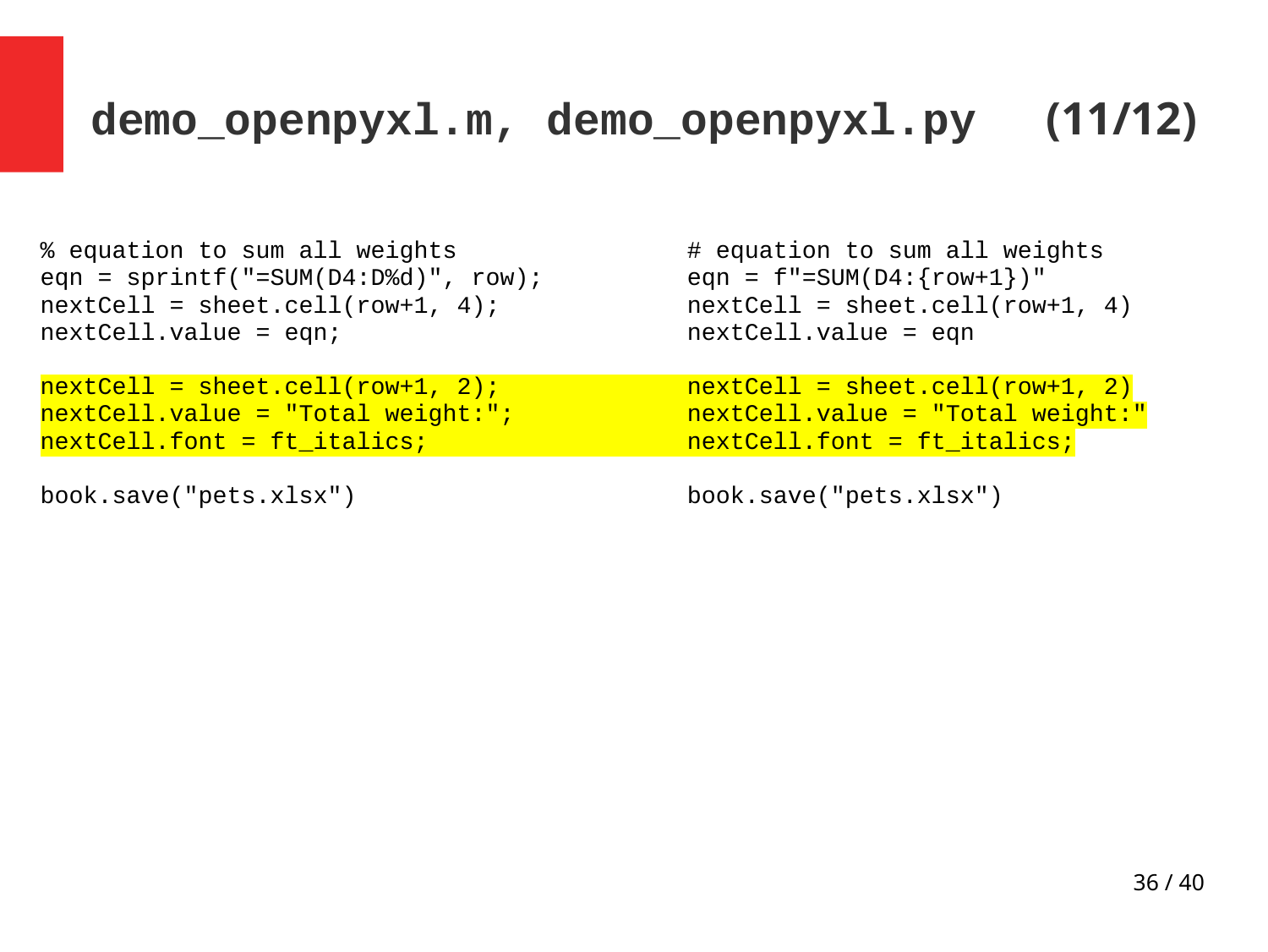# demo_openpyxl.m, demo_openpyxl.py (11/12)

```
% equation to sum all weights
eqn = sprintf("=SUM(D4:D%d)", row);
nextCell = sheet.cell(row+1, 4);
nextCell.value = eqn;

nextCell = sheet.cell(row+1, 2);
nextCell.value = "Total weight:";
nextCell.font = ft_italics;

book.save("pets.xlsx")
```

```
# equation to sum all weights
eqn = f"=SUM(D4:{row+1})"
nextCell = sheet.cell(row+1, 4)
nextCell.value = eqn

nextCell = sheet.cell(row+1, 2)
nextCell.value = "Total weight:"
nextCell.font = ft_italics;

book.save("pets.xlsx")
```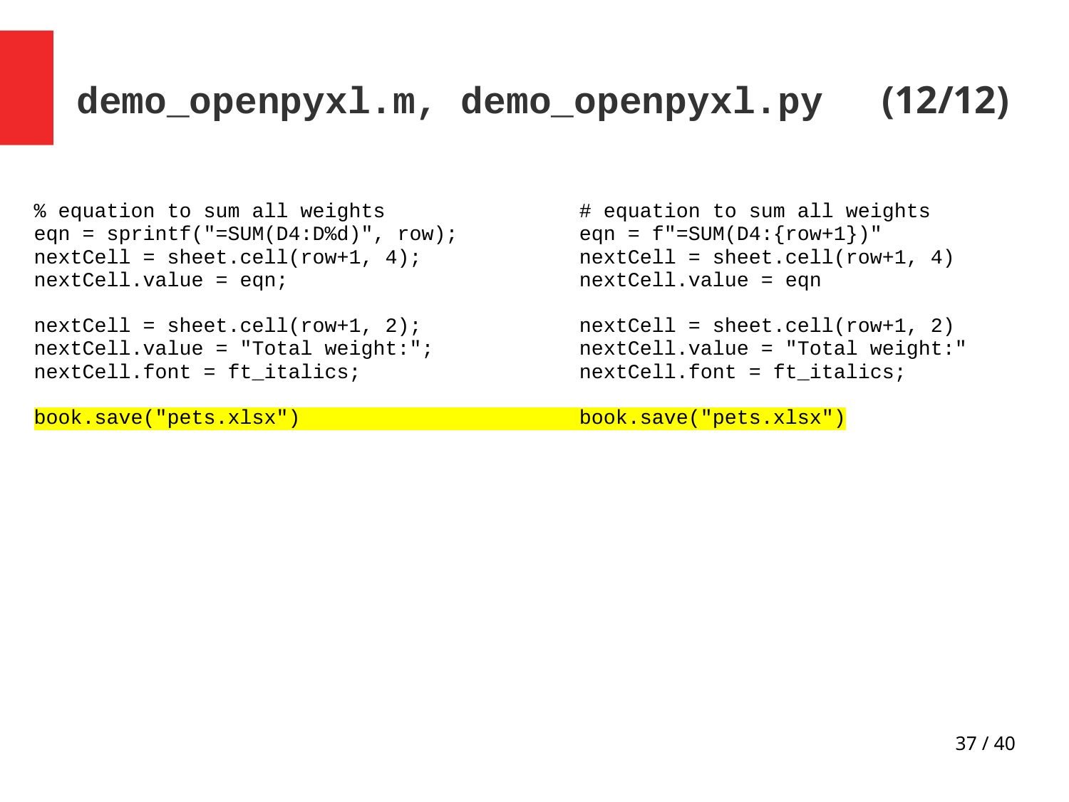# demo_openpyxl.m, demo_openpyxl.py (12/12)

```matlab
% equation to sum all weights
eqn = sprintf("=SUM(D4:D%d)", row);
nextCell = sheet.cell(row+1, 4);
nextCell.value = eqn;

nextCell = sheet.cell(row+1, 2);
nextCell.value = "Total weight:";
nextCell.font = ft_italics;

book.save("pets.xlsx")
```

```python
# equation to sum all weights
eqn = f"=SUM(D4:{row+1})"
nextCell = sheet.cell(row+1, 4)
nextCell.value = eqn

nextCell = sheet.cell(row+1, 2)
nextCell.value = "Total weight:"
nextCell.font = ft_italics;

book.save("pets.xlsx")
```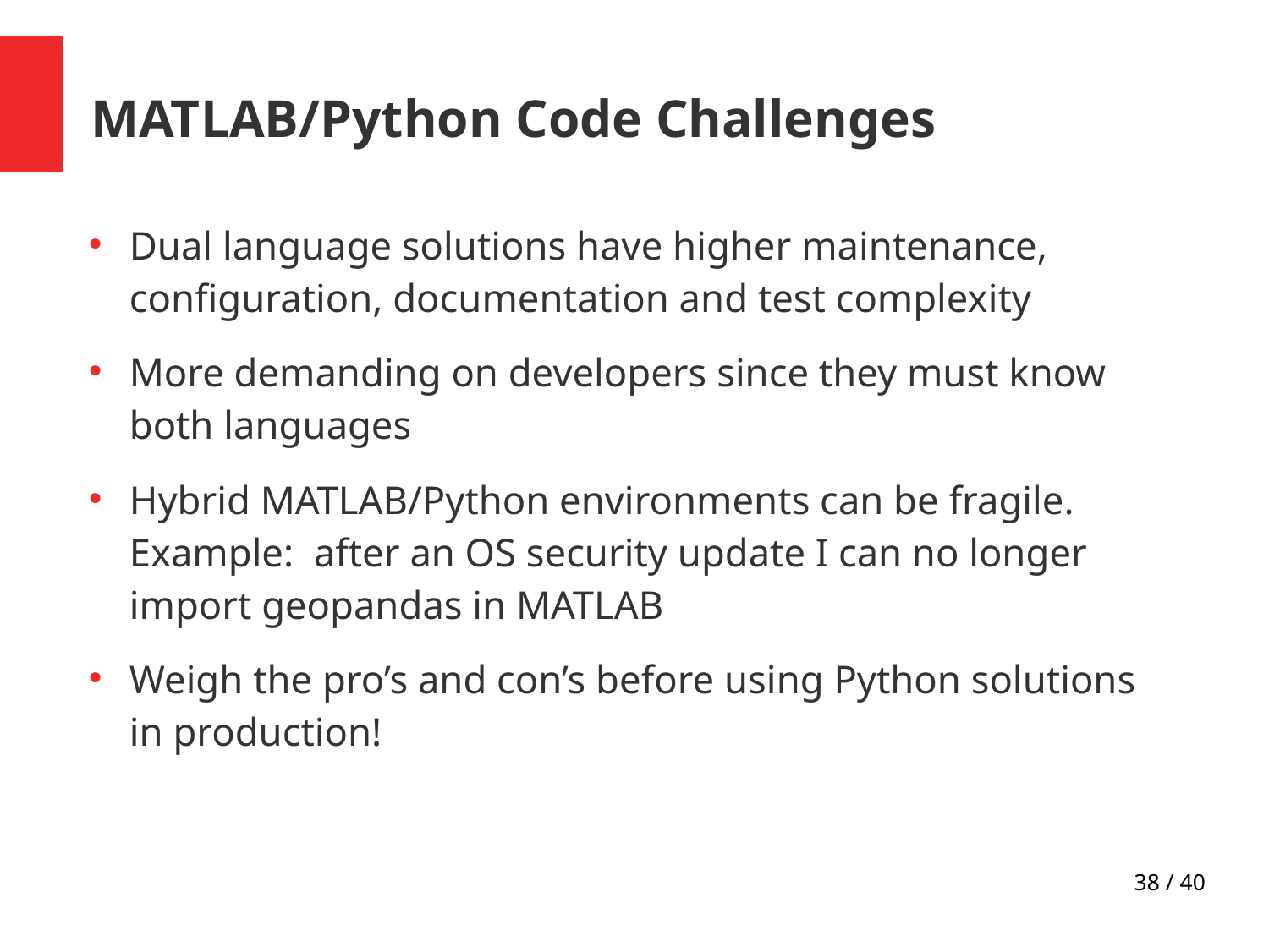# MATLAB/Python Code Challenges

- Dual language solutions have higher maintenance, configuration, documentation and test complexity
- More demanding on developers since they must know both languages
- Hybrid MATLAB/Python environments can be fragile. Example: after an OS security update I can no longer import geopandas in MATLAB
- Weigh the pro's and con's before using Python solutions in production!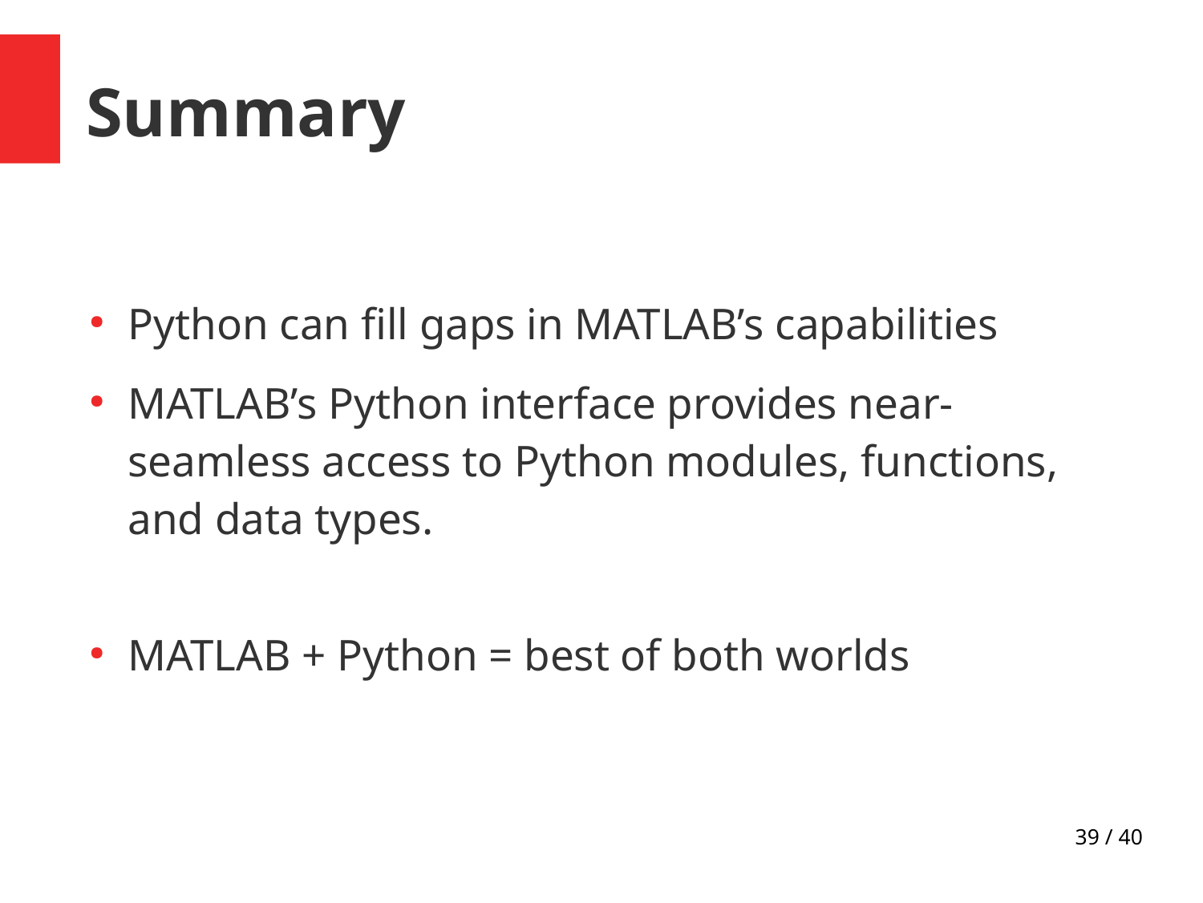# Summary

- Python can fill gaps in MATLAB's capabilities
- MATLAB's Python interface provides near-seamless access to Python modules, functions, and data types.
- MATLAB + Python = best of both worlds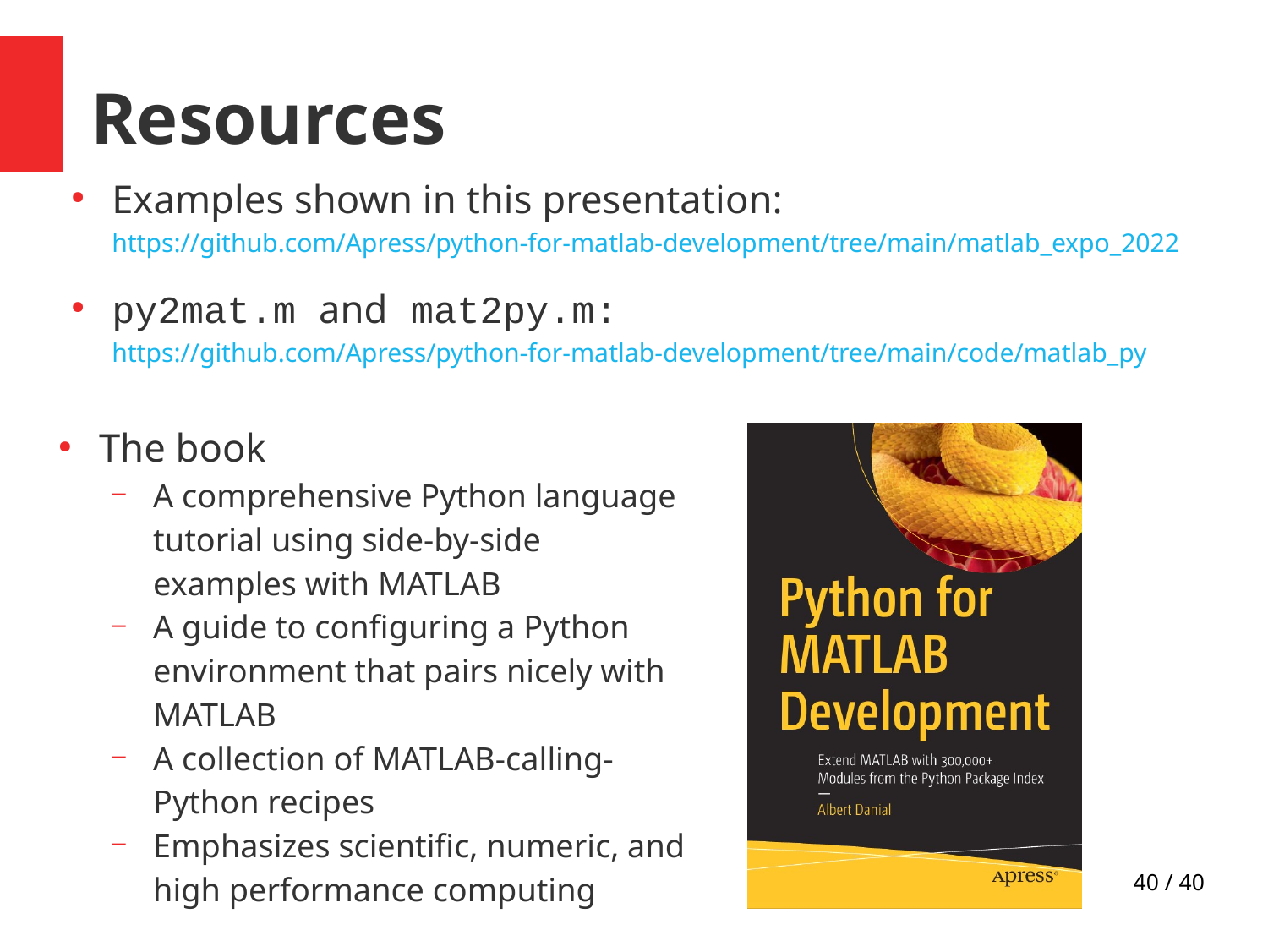# Resources

- Examples shown in this presentation:
  https://github.com/Apress/python-for-matlab-development/tree/main/matlab_expo_2022
- `py2mat.m and mat2py.m:`
  https://github.com/Apress/python-for-matlab-development/tree/main/code/matlab_py
- The book
  - A comprehensive Python language tutorial using side-by-side examples with MATLAB
  - A guide to configuring a Python environment that pairs nicely with MATLAB
  - A collection of MATLAB-calling-Python recipes
  - Emphasizes scientific, numeric, and high performance computing